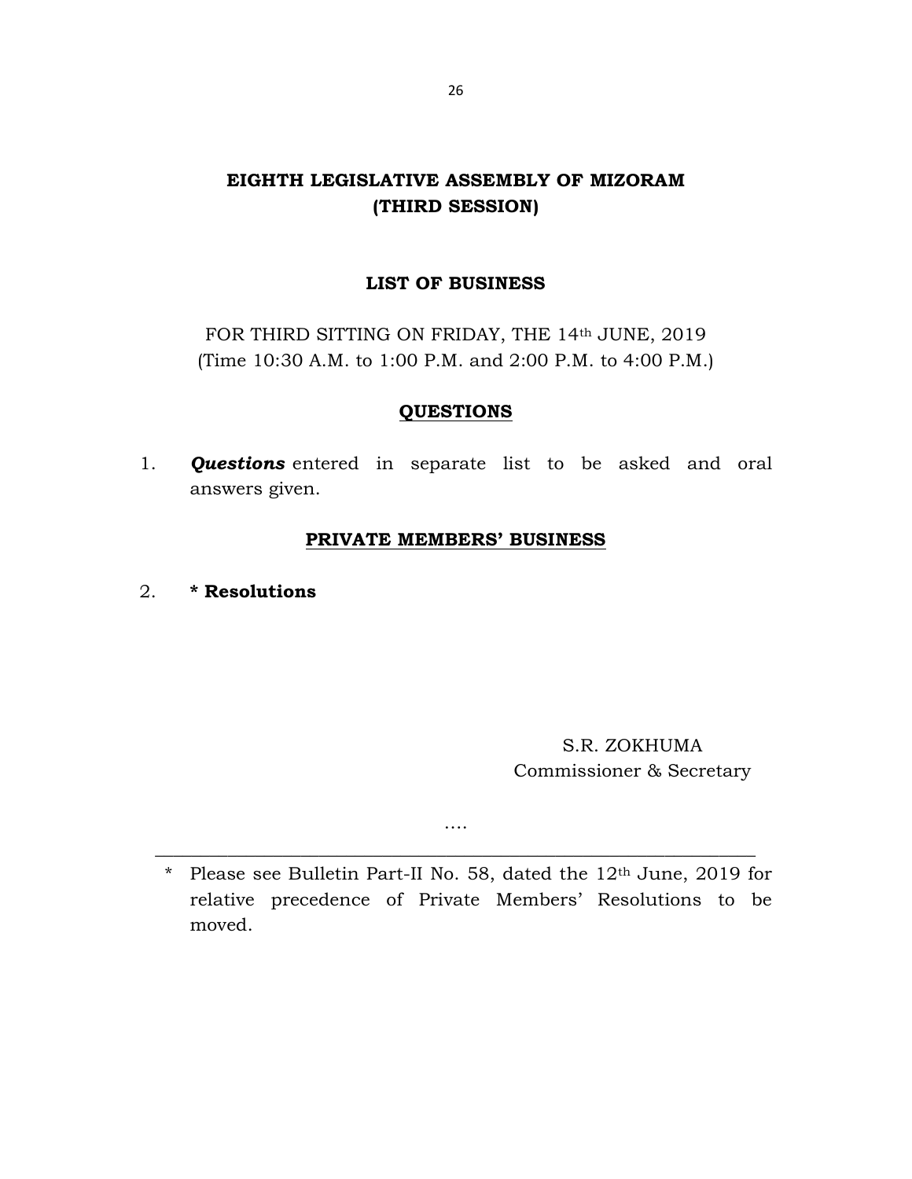# EIGHTH LEGISLATIVE ASSEMBLY OF MIZORAM
## (THIRD SESSION)

### LIST OF BUSINESS

FOR THIRD SITTING ON FRIDAY, THE 14th JUNE, 2019
(Time 10:30 A.M. to 1:00 P.M. and 2:00 P.M. to 4:00 P.M.)

### QUESTIONS

1. ***Questions*** entered in separate list to be asked and oral answers given.

### PRIVATE MEMBERS' BUSINESS

2. **\* Resolutions**

S.R. ZOKHUMA
Commissioner & Secretary

….

---

\* Please see Bulletin Part-II No. 58, dated the 12th June, 2019 for relative precedence of Private Members' Resolutions to be moved.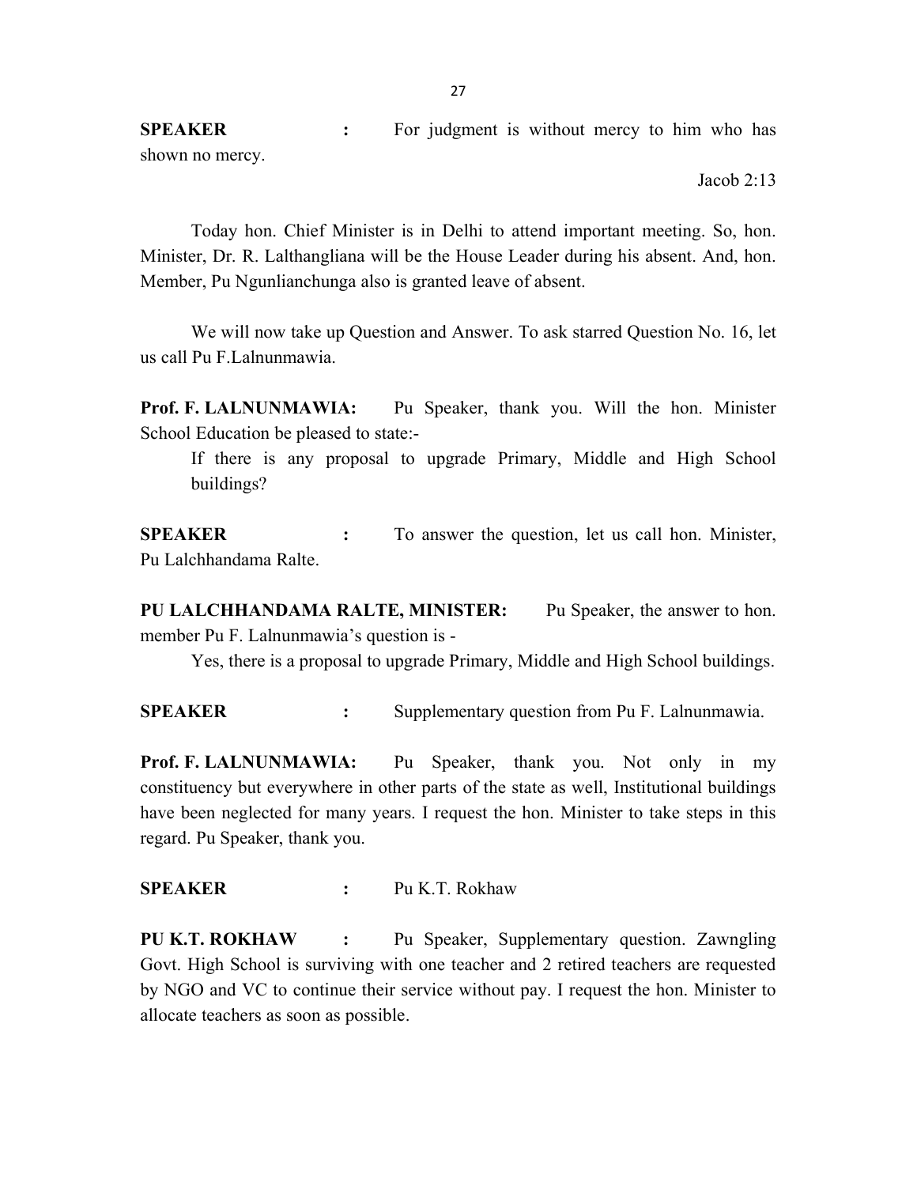**SPEAKER** : For judgment is without mercy to him who has shown no mercy.

Jacob 2:13

Today hon. Chief Minister is in Delhi to attend important meeting. So, hon. Minister, Dr. R. Lalthangliana will be the House Leader during his absent. And, hon. Member, Pu Ngunlianchunga also is granted leave of absent.

We will now take up Question and Answer. To ask starred Question No. 16, let us call Pu F.Lalnunmawia.

**Prof. F. LALNUNMAWIA:** Pu Speaker, thank you. Will the hon. Minister School Education be pleased to state:-

If there is any proposal to upgrade Primary, Middle and High School buildings?

**SPEAKER** : To answer the question, let us call hon. Minister, Pu Lalchhandama Ralte.

**PU LALCHHANDAMA RALTE, MINISTER:** Pu Speaker, the answer to hon. member Pu F. Lalnunmawia's question is -

Yes, there is a proposal to upgrade Primary, Middle and High School buildings.

**SPEAKER** : Supplementary question from Pu F. Lalnunmawia.

**Prof. F. LALNUNMAWIA:** Pu Speaker, thank you. Not only in my constituency but everywhere in other parts of the state as well, Institutional buildings have been neglected for many years. I request the hon. Minister to take steps in this regard. Pu Speaker, thank you.

**SPEAKER** : Pu K.T. Rokhaw

**PU K.T. ROKHAW** : Pu Speaker, Supplementary question. Zawngling Govt. High School is surviving with one teacher and 2 retired teachers are requested by NGO and VC to continue their service without pay. I request the hon. Minister to allocate teachers as soon as possible.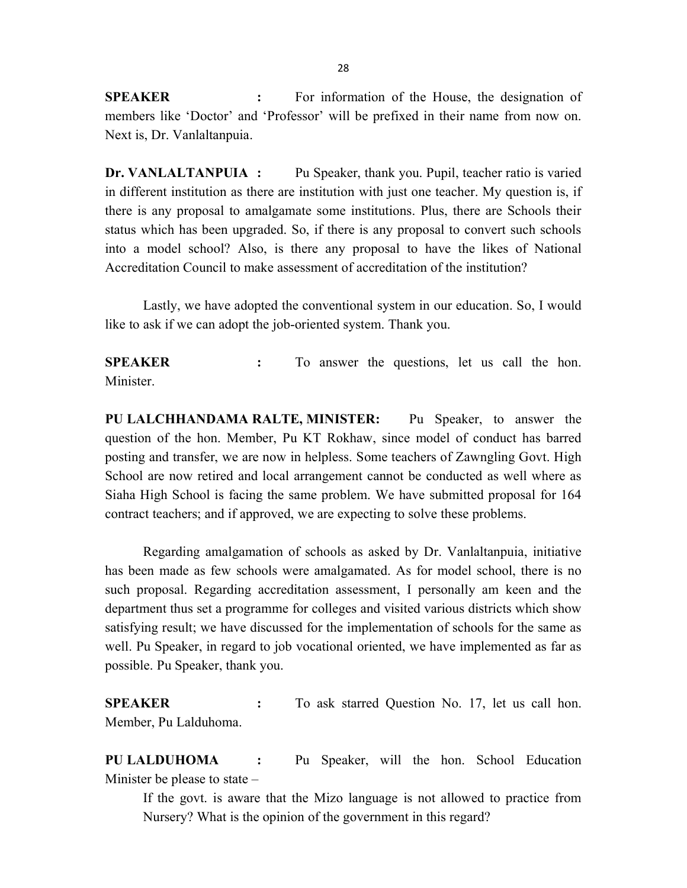**SPEAKER :** For information of the House, the designation of members like 'Doctor' and 'Professor' will be prefixed in their name from now on. Next is, Dr. Vanlaltanpuia.

**Dr. VANLALTANPUIA :** Pu Speaker, thank you. Pupil, teacher ratio is varied in different institution as there are institution with just one teacher. My question is, if there is any proposal to amalgamate some institutions. Plus, there are Schools their status which has been upgraded. So, if there is any proposal to convert such schools into a model school? Also, is there any proposal to have the likes of National Accreditation Council to make assessment of accreditation of the institution?

Lastly, we have adopted the conventional system in our education. So, I would like to ask if we can adopt the job-oriented system. Thank you.

**SPEAKER :** To answer the questions, let us call the hon. Minister.

**PU LALCHHANDAMA RALTE, MINISTER:** Pu Speaker, to answer the question of the hon. Member, Pu KT Rokhaw, since model of conduct has barred posting and transfer, we are now in helpless. Some teachers of Zawngling Govt. High School are now retired and local arrangement cannot be conducted as well where as Siaha High School is facing the same problem. We have submitted proposal for 164 contract teachers; and if approved, we are expecting to solve these problems.

Regarding amalgamation of schools as asked by Dr. Vanlaltanpuia, initiative has been made as few schools were amalgamated. As for model school, there is no such proposal. Regarding accreditation assessment, I personally am keen and the department thus set a programme for colleges and visited various districts which show satisfying result; we have discussed for the implementation of schools for the same as well. Pu Speaker, in regard to job vocational oriented, we have implemented as far as possible. Pu Speaker, thank you.

**SPEAKER :** To ask starred Question No. 17, let us call hon. Member, Pu Lalduhoma.

**PU LALDUHOMA :** Pu Speaker, will the hon. School Education Minister be please to state –

If the govt. is aware that the Mizo language is not allowed to practice from Nursery? What is the opinion of the government in this regard?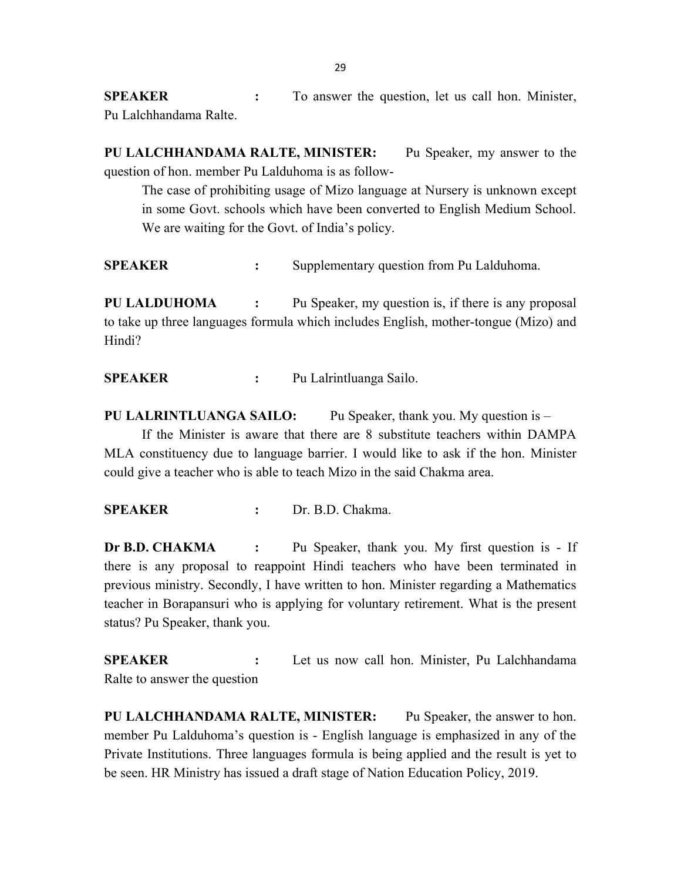**SPEAKER** : To answer the question, let us call hon. Minister, Pu Lalchhandama Ralte.

**PU LALCHHANDAMA RALTE, MINISTER:** Pu Speaker, my answer to the question of hon. member Pu Lalduhoma is as follow-

> The case of prohibiting usage of Mizo language at Nursery is unknown except in some Govt. schools which have been converted to English Medium School. We are waiting for the Govt. of India's policy.

**SPEAKER** : Supplementary question from Pu Lalduhoma.

**PU LALDUHOMA** : Pu Speaker, my question is, if there is any proposal to take up three languages formula which includes English, mother-tongue (Mizo) and Hindi?

**SPEAKER** : Pu Lalrintluanga Sailo.

**PU LALRINTLUANGA SAILO:** Pu Speaker, thank you. My question is –

If the Minister is aware that there are 8 substitute teachers within DAMPA MLA constituency due to language barrier. I would like to ask if the hon. Minister could give a teacher who is able to teach Mizo in the said Chakma area.

**SPEAKER** : Dr. B.D. Chakma.

**Dr B.D. CHAKMA** : Pu Speaker, thank you. My first question is - If there is any proposal to reappoint Hindi teachers who have been terminated in previous ministry. Secondly, I have written to hon. Minister regarding a Mathematics teacher in Borapansuri who is applying for voluntary retirement. What is the present status? Pu Speaker, thank you.

**SPEAKER** : Let us now call hon. Minister, Pu Lalchhandama Ralte to answer the question

**PU LALCHHANDAMA RALTE, MINISTER:** Pu Speaker, the answer to hon. member Pu Lalduhoma's question is - English language is emphasized in any of the Private Institutions. Three languages formula is being applied and the result is yet to be seen. HR Ministry has issued a draft stage of Nation Education Policy, 2019.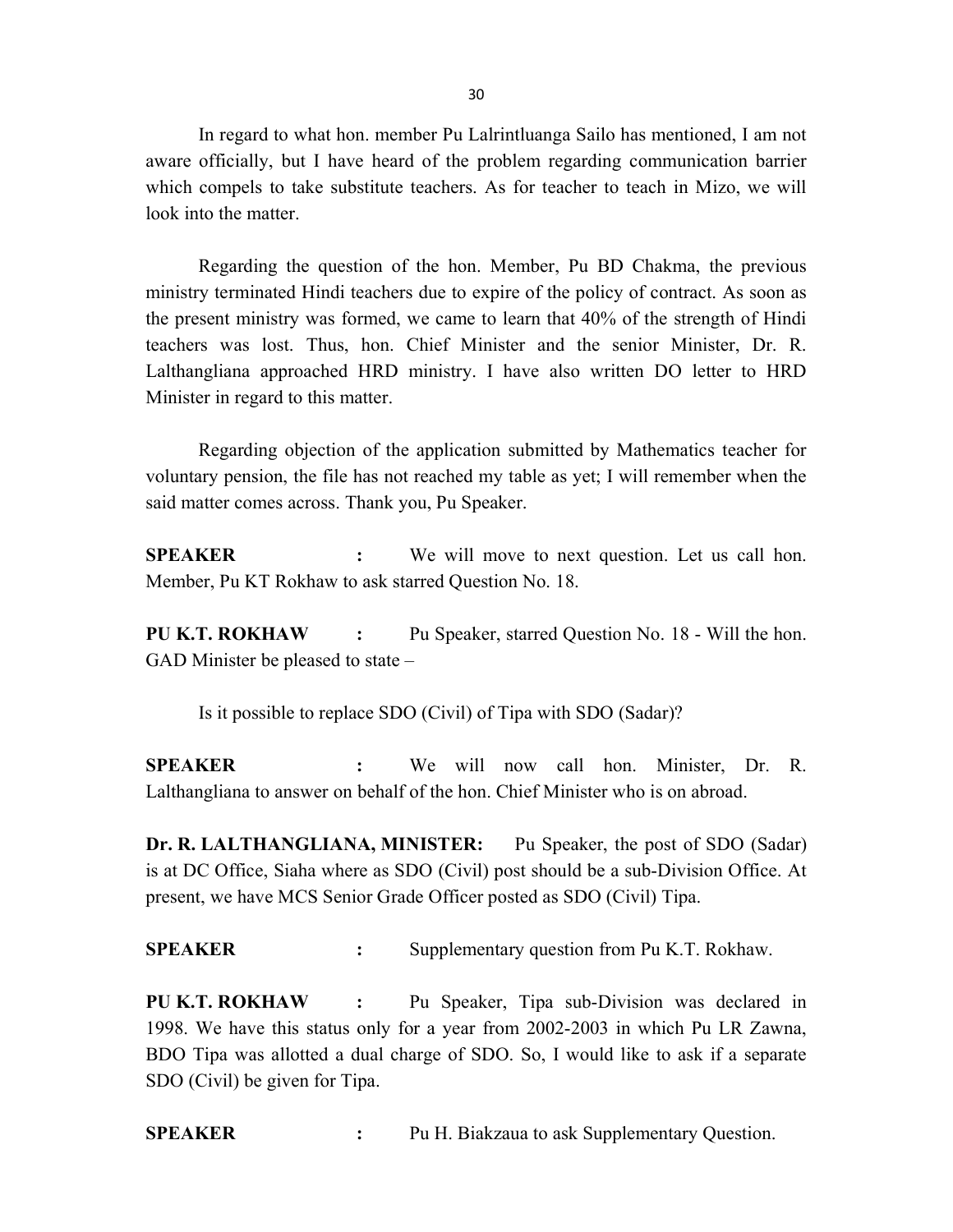In regard to what hon. member Pu Lalrintluanga Sailo has mentioned, I am not aware officially, but I have heard of the problem regarding communication barrier which compels to take substitute teachers. As for teacher to teach in Mizo, we will look into the matter.

Regarding the question of the hon. Member, Pu BD Chakma, the previous ministry terminated Hindi teachers due to expire of the policy of contract. As soon as the present ministry was formed, we came to learn that 40% of the strength of Hindi teachers was lost. Thus, hon. Chief Minister and the senior Minister, Dr. R. Lalthangliana approached HRD ministry. I have also written DO letter to HRD Minister in regard to this matter.

Regarding objection of the application submitted by Mathematics teacher for voluntary pension, the file has not reached my table as yet; I will remember when the said matter comes across. Thank you, Pu Speaker.

**SPEAKER** **:** We will move to next question. Let us call hon. Member, Pu KT Rokhaw to ask starred Question No. 18.

**PU K.T. ROKHAW** **:** Pu Speaker, starred Question No. 18 - Will the hon. GAD Minister be pleased to state –

Is it possible to replace SDO (Civil) of Tipa with SDO (Sadar)?

**SPEAKER** **:** We will now call hon. Minister, Dr. R. Lalthangliana to answer on behalf of the hon. Chief Minister who is on abroad.

**Dr. R. LALTHANGLIANA, MINISTER:** Pu Speaker, the post of SDO (Sadar) is at DC Office, Siaha where as SDO (Civil) post should be a sub-Division Office. At present, we have MCS Senior Grade Officer posted as SDO (Civil) Tipa.

**SPEAKER** **:** Supplementary question from Pu K.T. Rokhaw.

**PU K.T. ROKHAW** **:** Pu Speaker, Tipa sub-Division was declared in 1998. We have this status only for a year from 2002-2003 in which Pu LR Zawna, BDO Tipa was allotted a dual charge of SDO. So, I would like to ask if a separate SDO (Civil) be given for Tipa.

**SPEAKER** **:** Pu H. Biakzaua to ask Supplementary Question.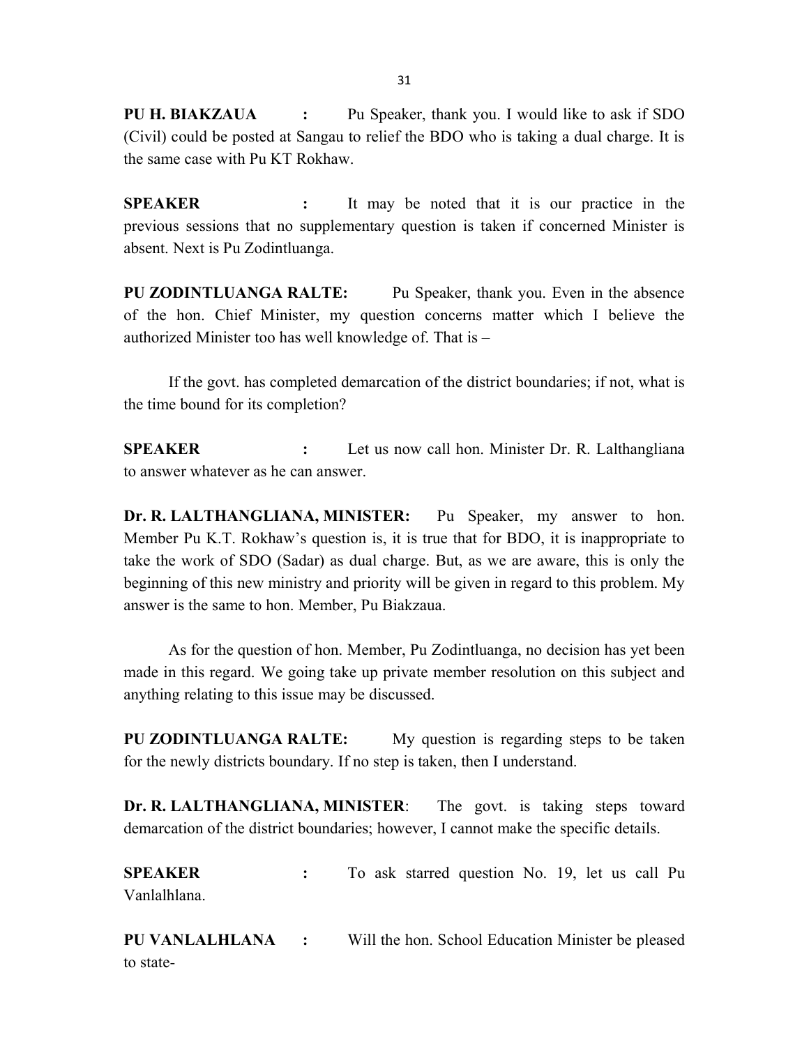**PU H. BIAKZAUA :** Pu Speaker, thank you. I would like to ask if SDO (Civil) could be posted at Sangau to relief the BDO who is taking a dual charge. It is the same case with Pu KT Rokhaw.

**SPEAKER :** It may be noted that it is our practice in the previous sessions that no supplementary question is taken if concerned Minister is absent. Next is Pu Zodintluanga.

**PU ZODINTLUANGA RALTE:** Pu Speaker, thank you. Even in the absence of the hon. Chief Minister, my question concerns matter which I believe the authorized Minister too has well knowledge of. That is –

If the govt. has completed demarcation of the district boundaries; if not, what is the time bound for its completion?

**SPEAKER :** Let us now call hon. Minister Dr. R. Lalthangliana to answer whatever as he can answer.

**Dr. R. LALTHANGLIANA, MINISTER:** Pu Speaker, my answer to hon. Member Pu K.T. Rokhaw's question is, it is true that for BDO, it is inappropriate to take the work of SDO (Sadar) as dual charge. But, as we are aware, this is only the beginning of this new ministry and priority will be given in regard to this problem. My answer is the same to hon. Member, Pu Biakzaua.

As for the question of hon. Member, Pu Zodintluanga, no decision has yet been made in this regard. We going take up private member resolution on this subject and anything relating to this issue may be discussed.

**PU ZODINTLUANGA RALTE:** My question is regarding steps to be taken for the newly districts boundary. If no step is taken, then I understand.

**Dr. R. LALTHANGLIANA, MINISTER**: The govt. is taking steps toward demarcation of the district boundaries; however, I cannot make the specific details.

**SPEAKER :** To ask starred question No. 19, let us call Pu Vanlalhlana.

**PU VANLALHLANA :** Will the hon. School Education Minister be pleased to state-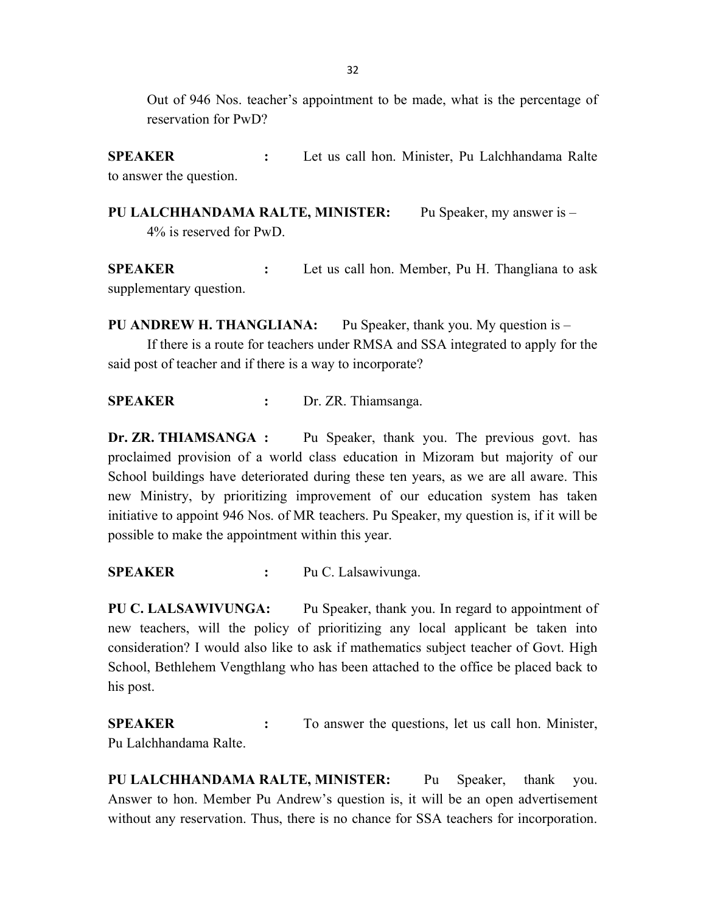Out of 946 Nos. teacher's appointment to be made, what is the percentage of reservation for PwD?

**SPEAKER** **:** Let us call hon. Minister, Pu Lalchhandama Ralte to answer the question.

**PU LALCHHANDAMA RALTE, MINISTER:** Pu Speaker, my answer is –

4% is reserved for PwD.

**SPEAKER** **:** Let us call hon. Member, Pu H. Thangliana to ask supplementary question.

**PU ANDREW H. THANGLIANA:** Pu Speaker, thank you. My question is –

If there is a route for teachers under RMSA and SSA integrated to apply for the said post of teacher and if there is a way to incorporate?

**SPEAKER** **:** Dr. ZR. Thiamsanga.

**Dr. ZR. THIAMSANGA :** Pu Speaker, thank you. The previous govt. has proclaimed provision of a world class education in Mizoram but majority of our School buildings have deteriorated during these ten years, as we are all aware. This new Ministry, by prioritizing improvement of our education system has taken initiative to appoint 946 Nos. of MR teachers. Pu Speaker, my question is, if it will be possible to make the appointment within this year.

**SPEAKER** **:** Pu C. Lalsawivunga.

**PU C. LALSAWIVUNGA:** Pu Speaker, thank you. In regard to appointment of new teachers, will the policy of prioritizing any local applicant be taken into consideration? I would also like to ask if mathematics subject teacher of Govt. High School, Bethlehem Vengthlang who has been attached to the office be placed back to his post.

**SPEAKER** **:** To answer the questions, let us call hon. Minister, Pu Lalchhandama Ralte.

**PU LALCHHANDAMA RALTE, MINISTER:** Pu Speaker, thank you. Answer to hon. Member Pu Andrew's question is, it will be an open advertisement without any reservation. Thus, there is no chance for SSA teachers for incorporation.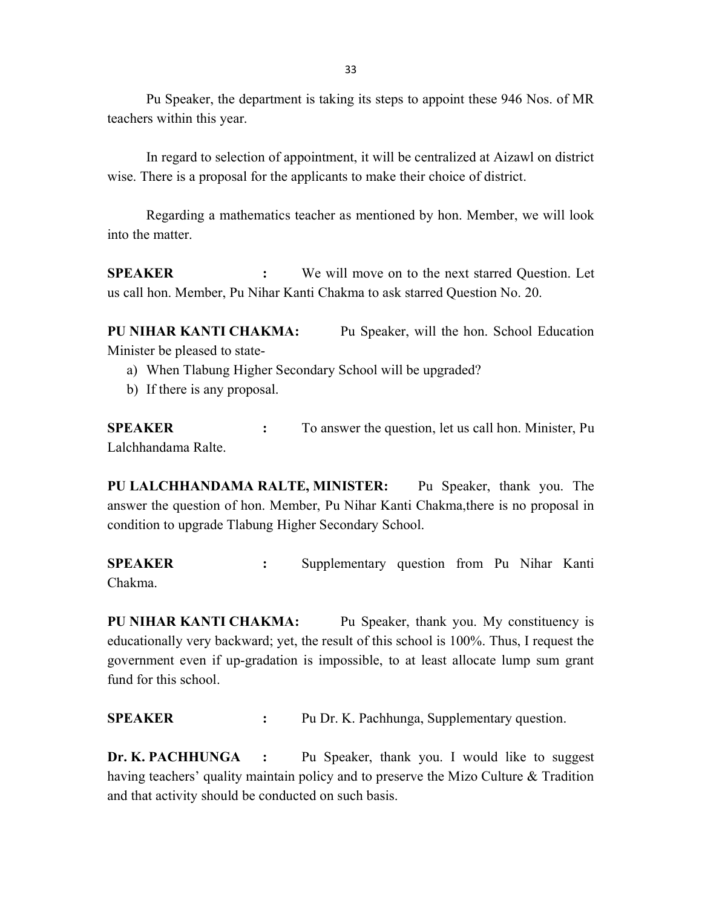Pu Speaker, the department is taking its steps to appoint these 946 Nos. of MR teachers within this year.

In regard to selection of appointment, it will be centralized at Aizawl on district wise. There is a proposal for the applicants to make their choice of district.

Regarding a mathematics teacher as mentioned by hon. Member, we will look into the matter.

**SPEAKER :** We will move on to the next starred Question. Let us call hon. Member, Pu Nihar Kanti Chakma to ask starred Question No. 20.

**PU NIHAR KANTI CHAKMA:** Pu Speaker, will the hon. School Education Minister be pleased to state-

a) When Tlabung Higher Secondary School will be upgraded?
b) If there is any proposal.

**SPEAKER :** To answer the question, let us call hon. Minister, Pu Lalchhandama Ralte.

**PU LALCHHANDAMA RALTE, MINISTER:** Pu Speaker, thank you. The answer the question of hon. Member, Pu Nihar Kanti Chakma,there is no proposal in condition to upgrade Tlabung Higher Secondary School.

**SPEAKER :** Supplementary question from Pu Nihar Kanti Chakma.

**PU NIHAR KANTI CHAKMA:** Pu Speaker, thank you. My constituency is educationally very backward; yet, the result of this school is 100%. Thus, I request the government even if up-gradation is impossible, to at least allocate lump sum grant fund for this school.

**SPEAKER :** Pu Dr. K. Pachhunga, Supplementary question.

**Dr. K. PACHHUNGA :** Pu Speaker, thank you. I would like to suggest having teachers' quality maintain policy and to preserve the Mizo Culture & Tradition and that activity should be conducted on such basis.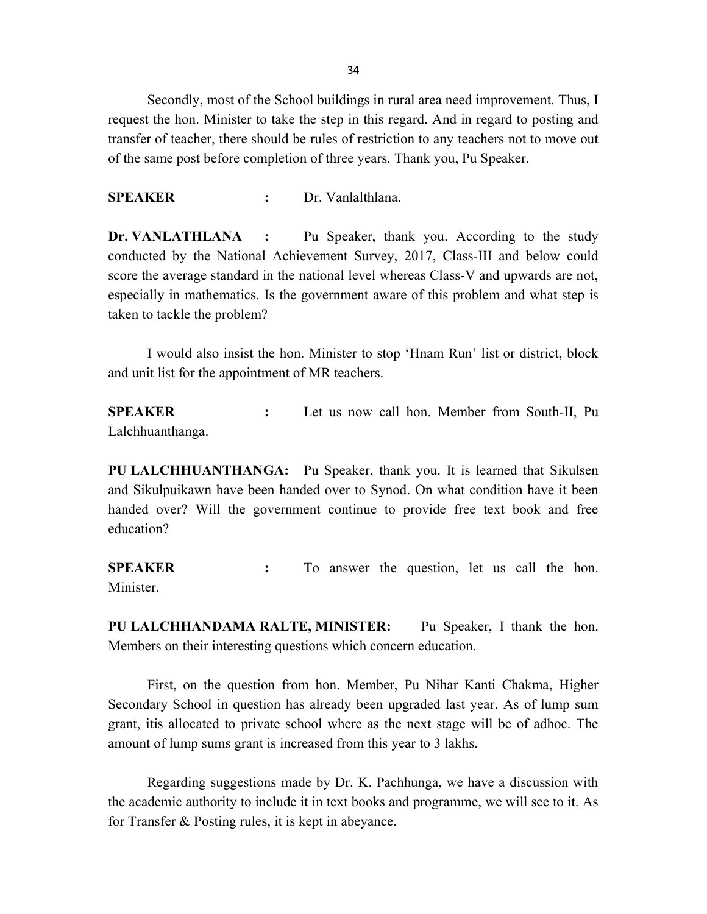Secondly, most of the School buildings in rural area need improvement. Thus, I request the hon. Minister to take the step in this regard. And in regard to posting and transfer of teacher, there should be rules of restriction to any teachers not to move out of the same post before completion of three years. Thank you, Pu Speaker.

**SPEAKER :** Dr. Vanlalthlana.

**Dr. VANLATHLANA :** Pu Speaker, thank you. According to the study conducted by the National Achievement Survey, 2017, Class-III and below could score the average standard in the national level whereas Class-V and upwards are not, especially in mathematics. Is the government aware of this problem and what step is taken to tackle the problem?

I would also insist the hon. Minister to stop 'Hnam Run' list or district, block and unit list for the appointment of MR teachers.

**SPEAKER :** Let us now call hon. Member from South-II, Pu Lalchhuanthanga.

**PU LALCHHUANTHANGA:** Pu Speaker, thank you. It is learned that Sikulsen and Sikulpuikawn have been handed over to Synod. On what condition have it been handed over? Will the government continue to provide free text book and free education?

**SPEAKER :** To answer the question, let us call the hon. Minister.

**PU LALCHHANDAMA RALTE, MINISTER:** Pu Speaker, I thank the hon. Members on their interesting questions which concern education.

First, on the question from hon. Member, Pu Nihar Kanti Chakma, Higher Secondary School in question has already been upgraded last year. As of lump sum grant, itis allocated to private school where as the next stage will be of adhoc. The amount of lump sums grant is increased from this year to 3 lakhs.

Regarding suggestions made by Dr. K. Pachhunga, we have a discussion with the academic authority to include it in text books and programme, we will see to it. As for Transfer & Posting rules, it is kept in abeyance.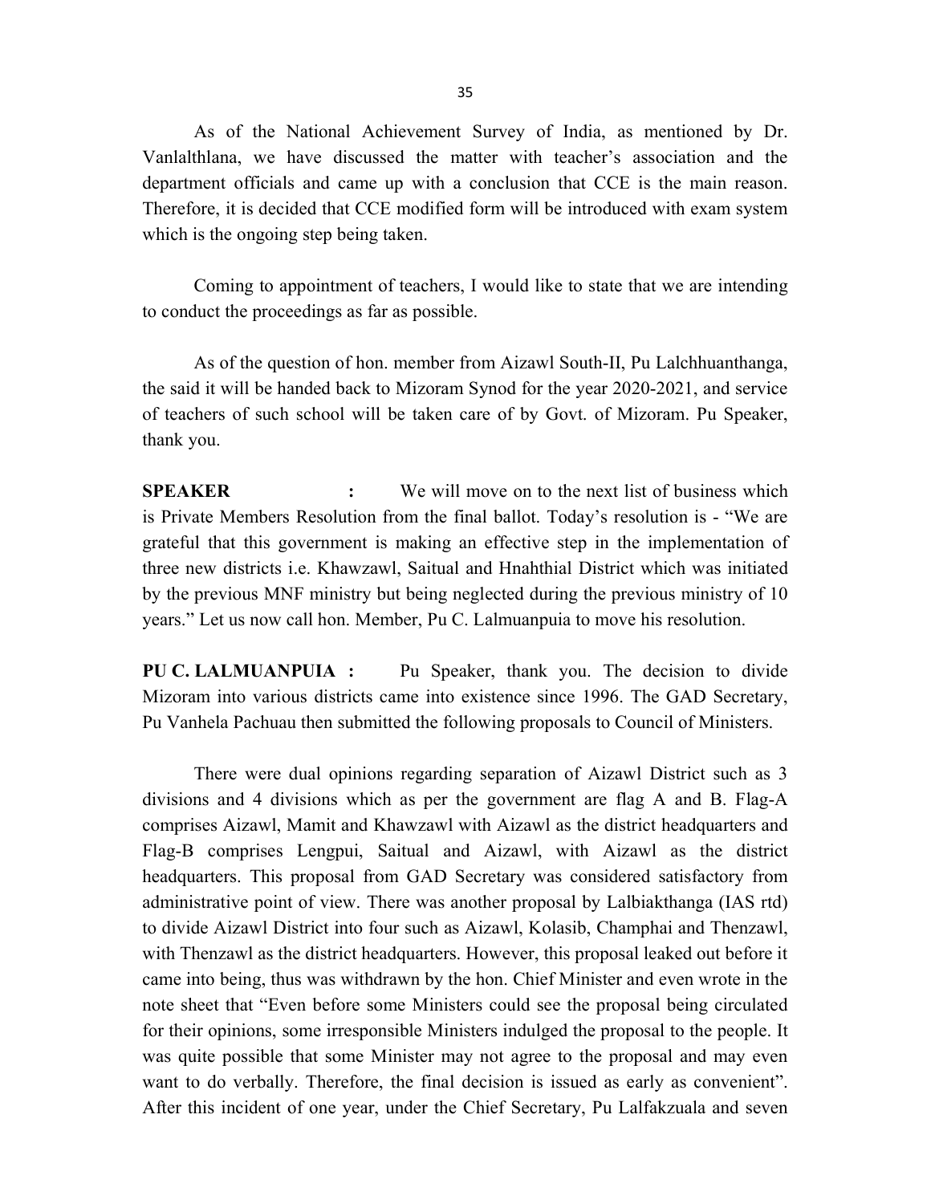As of the National Achievement Survey of India, as mentioned by Dr. Vanlalthlana, we have discussed the matter with teacher's association and the department officials and came up with a conclusion that CCE is the main reason. Therefore, it is decided that CCE modified form will be introduced with exam system which is the ongoing step being taken.

Coming to appointment of teachers, I would like to state that we are intending to conduct the proceedings as far as possible.

As of the question of hon. member from Aizawl South-II, Pu Lalchhuanthanga, the said it will be handed back to Mizoram Synod for the year 2020-2021, and service of teachers of such school will be taken care of by Govt. of Mizoram. Pu Speaker, thank you.

**SPEAKER :** We will move on to the next list of business which is Private Members Resolution from the final ballot. Today's resolution is - "We are grateful that this government is making an effective step in the implementation of three new districts i.e. Khawzawl, Saitual and Hnahthial District which was initiated by the previous MNF ministry but being neglected during the previous ministry of 10 years." Let us now call hon. Member, Pu C. Lalmuanpuia to move his resolution.

**PU C. LALMUANPUIA :** Pu Speaker, thank you. The decision to divide Mizoram into various districts came into existence since 1996. The GAD Secretary, Pu Vanhela Pachuau then submitted the following proposals to Council of Ministers.

There were dual opinions regarding separation of Aizawl District such as 3 divisions and 4 divisions which as per the government are flag A and B. Flag-A comprises Aizawl, Mamit and Khawzawl with Aizawl as the district headquarters and Flag-B comprises Lengpui, Saitual and Aizawl, with Aizawl as the district headquarters. This proposal from GAD Secretary was considered satisfactory from administrative point of view. There was another proposal by Lalbiakthanga (IAS rtd) to divide Aizawl District into four such as Aizawl, Kolasib, Champhai and Thenzawl, with Thenzawl as the district headquarters. However, this proposal leaked out before it came into being, thus was withdrawn by the hon. Chief Minister and even wrote in the note sheet that "Even before some Ministers could see the proposal being circulated for their opinions, some irresponsible Ministers indulged the proposal to the people. It was quite possible that some Minister may not agree to the proposal and may even want to do verbally. Therefore, the final decision is issued as early as convenient". After this incident of one year, under the Chief Secretary, Pu Lalfakzuala and seven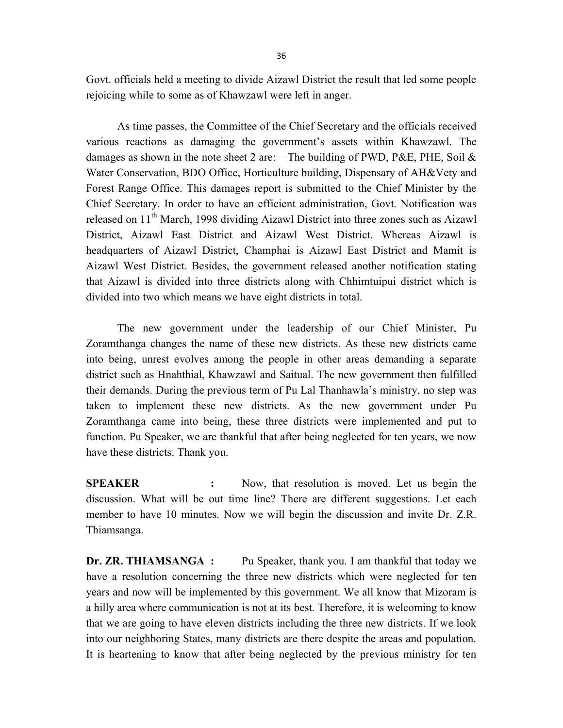Govt. officials held a meeting to divide Aizawl District the result that led some people rejoicing while to some as of Khawzawl were left in anger.

As time passes, the Committee of the Chief Secretary and the officials received various reactions as damaging the government's assets within Khawzawl. The damages as shown in the note sheet 2 are: – The building of PWD, P&E, PHE, Soil & Water Conservation, BDO Office, Horticulture building, Dispensary of AH&Vety and Forest Range Office. This damages report is submitted to the Chief Minister by the Chief Secretary. In order to have an efficient administration, Govt. Notification was released on 11th March, 1998 dividing Aizawl District into three zones such as Aizawl District, Aizawl East District and Aizawl West District. Whereas Aizawl is headquarters of Aizawl District, Champhai is Aizawl East District and Mamit is Aizawl West District. Besides, the government released another notification stating that Aizawl is divided into three districts along with Chhimtuipui district which is divided into two which means we have eight districts in total.

The new government under the leadership of our Chief Minister, Pu Zoramthanga changes the name of these new districts. As these new districts came into being, unrest evolves among the people in other areas demanding a separate district such as Hnahthial, Khawzawl and Saitual. The new government then fulfilled their demands. During the previous term of Pu Lal Thanhawla's ministry, no step was taken to implement these new districts. As the new government under Pu Zoramthanga came into being, these three districts were implemented and put to function. Pu Speaker, we are thankful that after being neglected for ten years, we now have these districts. Thank you.

**SPEAKER :** Now, that resolution is moved. Let us begin the discussion. What will be out time line? There are different suggestions. Let each member to have 10 minutes. Now we will begin the discussion and invite Dr. Z.R. Thiamsanga.

**Dr. ZR. THIAMSANGA :** Pu Speaker, thank you. I am thankful that today we have a resolution concerning the three new districts which were neglected for ten years and now will be implemented by this government. We all know that Mizoram is a hilly area where communication is not at its best. Therefore, it is welcoming to know that we are going to have eleven districts including the three new districts. If we look into our neighboring States, many districts are there despite the areas and population. It is heartening to know that after being neglected by the previous ministry for ten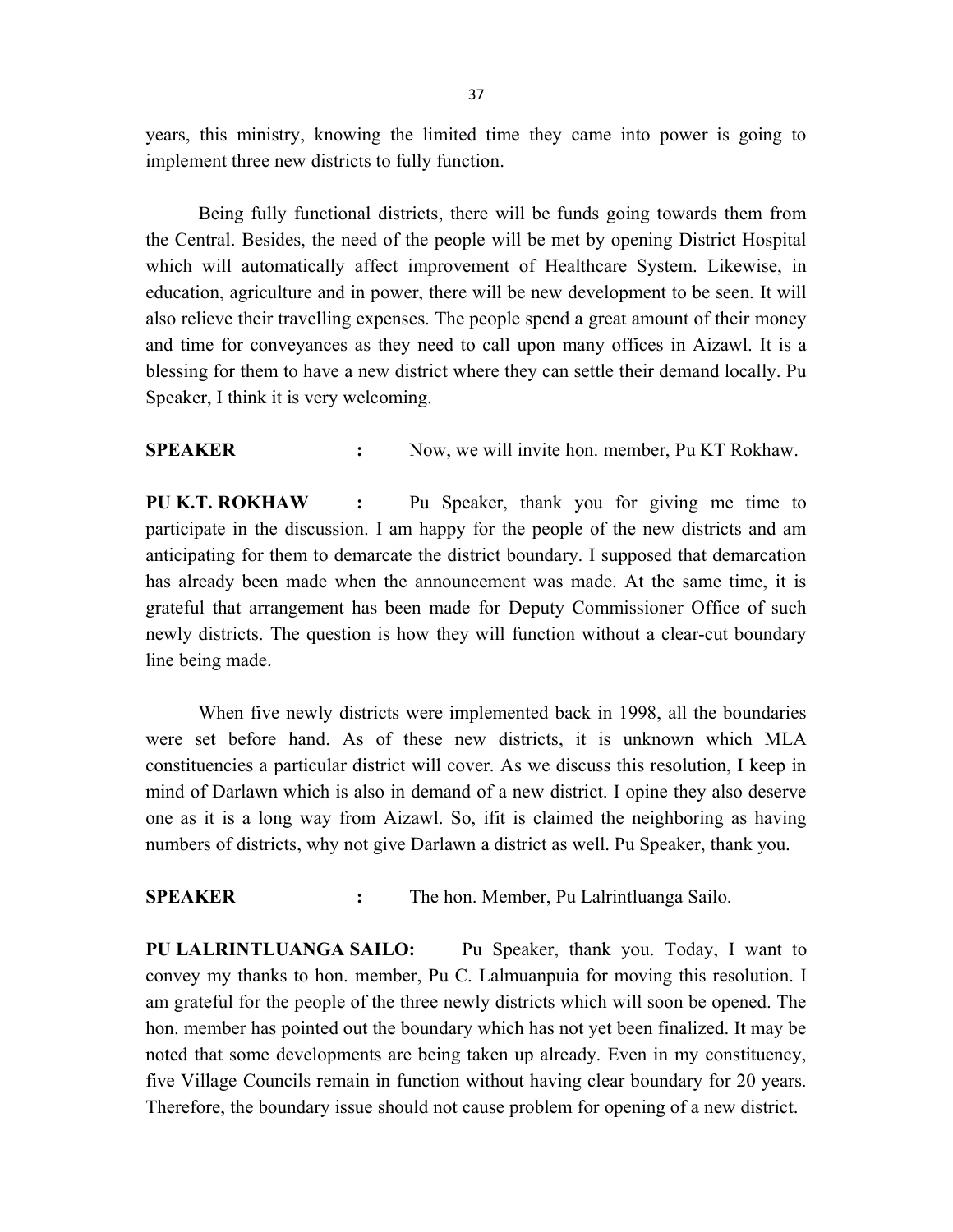years, this ministry, knowing the limited time they came into power is going to implement three new districts to fully function.

Being fully functional districts, there will be funds going towards them from the Central. Besides, the need of the people will be met by opening District Hospital which will automatically affect improvement of Healthcare System. Likewise, in education, agriculture and in power, there will be new development to be seen. It will also relieve their travelling expenses. The people spend a great amount of their money and time for conveyances as they need to call upon many offices in Aizawl. It is a blessing for them to have a new district where they can settle their demand locally. Pu Speaker, I think it is very welcoming.

**SPEAKER :** Now, we will invite hon. member, Pu KT Rokhaw.

**PU K.T. ROKHAW :** Pu Speaker, thank you for giving me time to participate in the discussion. I am happy for the people of the new districts and am anticipating for them to demarcate the district boundary. I supposed that demarcation has already been made when the announcement was made. At the same time, it is grateful that arrangement has been made for Deputy Commissioner Office of such newly districts. The question is how they will function without a clear-cut boundary line being made.

When five newly districts were implemented back in 1998, all the boundaries were set before hand. As of these new districts, it is unknown which MLA constituencies a particular district will cover. As we discuss this resolution, I keep in mind of Darlawn which is also in demand of a new district. I opine they also deserve one as it is a long way from Aizawl. So, ifit is claimed the neighboring as having numbers of districts, why not give Darlawn a district as well. Pu Speaker, thank you.

**SPEAKER :** The hon. Member, Pu Lalrintluanga Sailo.

**PU LALRINTLUANGA SAILO:** Pu Speaker, thank you. Today, I want to convey my thanks to hon. member, Pu C. Lalmuanpuia for moving this resolution. I am grateful for the people of the three newly districts which will soon be opened. The hon. member has pointed out the boundary which has not yet been finalized. It may be noted that some developments are being taken up already. Even in my constituency, five Village Councils remain in function without having clear boundary for 20 years. Therefore, the boundary issue should not cause problem for opening of a new district.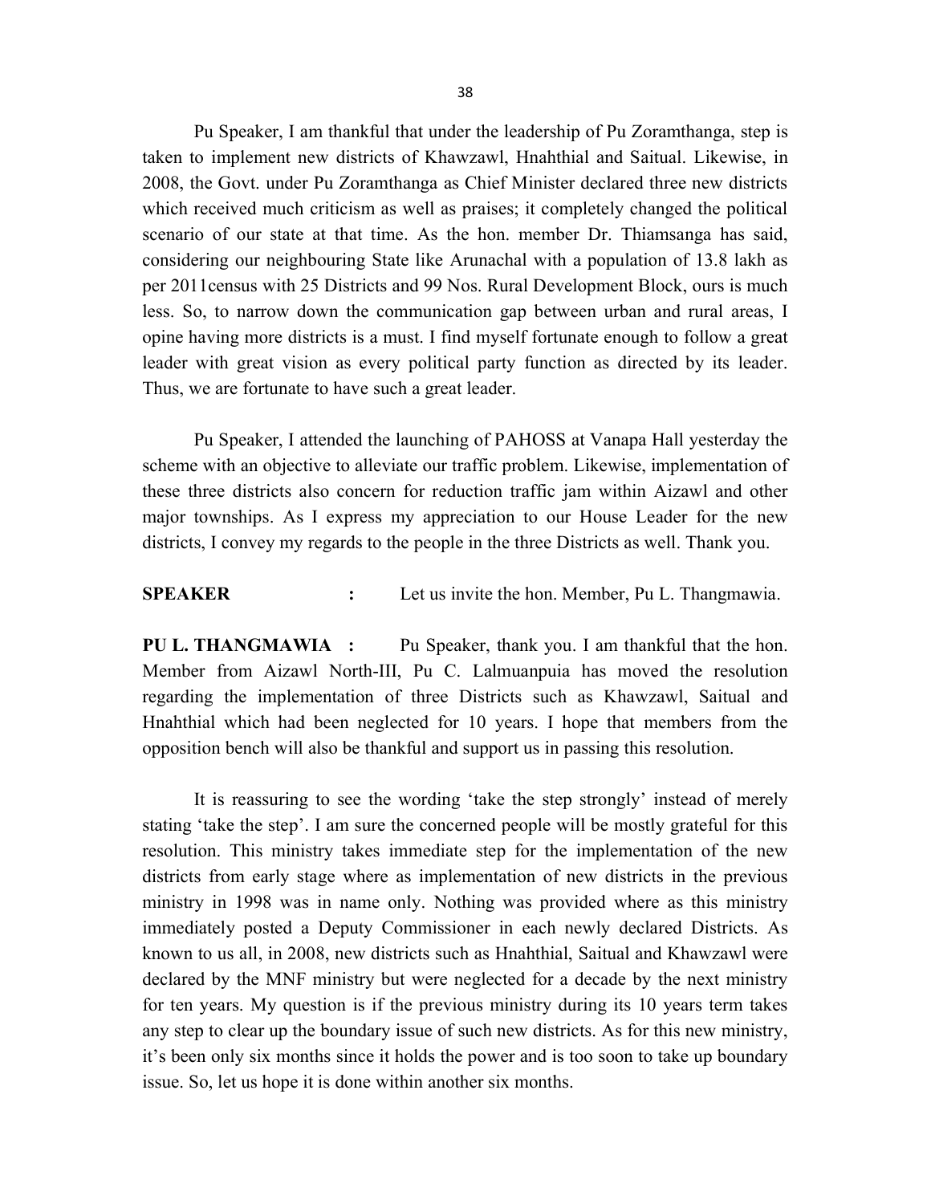Pu Speaker, I am thankful that under the leadership of Pu Zoramthanga, step is taken to implement new districts of Khawzawl, Hnahthial and Saitual. Likewise, in 2008, the Govt. under Pu Zoramthanga as Chief Minister declared three new districts which received much criticism as well as praises; it completely changed the political scenario of our state at that time. As the hon. member Dr. Thiamsanga has said, considering our neighbouring State like Arunachal with a population of 13.8 lakh as per 2011census with 25 Districts and 99 Nos. Rural Development Block, ours is much less. So, to narrow down the communication gap between urban and rural areas, I opine having more districts is a must. I find myself fortunate enough to follow a great leader with great vision as every political party function as directed by its leader. Thus, we are fortunate to have such a great leader.

Pu Speaker, I attended the launching of PAHOSS at Vanapa Hall yesterday the scheme with an objective to alleviate our traffic problem. Likewise, implementation of these three districts also concern for reduction traffic jam within Aizawl and other major townships. As I express my appreciation to our House Leader for the new districts, I convey my regards to the people in the three Districts as well. Thank you.

**SPEAKER** : Let us invite the hon. Member, Pu L. Thangmawia.

**PU L. THANGMAWIA** : Pu Speaker, thank you. I am thankful that the hon. Member from Aizawl North-III, Pu C. Lalmuanpuia has moved the resolution regarding the implementation of three Districts such as Khawzawl, Saitual and Hnahthial which had been neglected for 10 years. I hope that members from the opposition bench will also be thankful and support us in passing this resolution.

It is reassuring to see the wording 'take the step strongly' instead of merely stating 'take the step'. I am sure the concerned people will be mostly grateful for this resolution. This ministry takes immediate step for the implementation of the new districts from early stage where as implementation of new districts in the previous ministry in 1998 was in name only. Nothing was provided where as this ministry immediately posted a Deputy Commissioner in each newly declared Districts. As known to us all, in 2008, new districts such as Hnahthial, Saitual and Khawzawl were declared by the MNF ministry but were neglected for a decade by the next ministry for ten years. My question is if the previous ministry during its 10 years term takes any step to clear up the boundary issue of such new districts. As for this new ministry, it's been only six months since it holds the power and is too soon to take up boundary issue. So, let us hope it is done within another six months.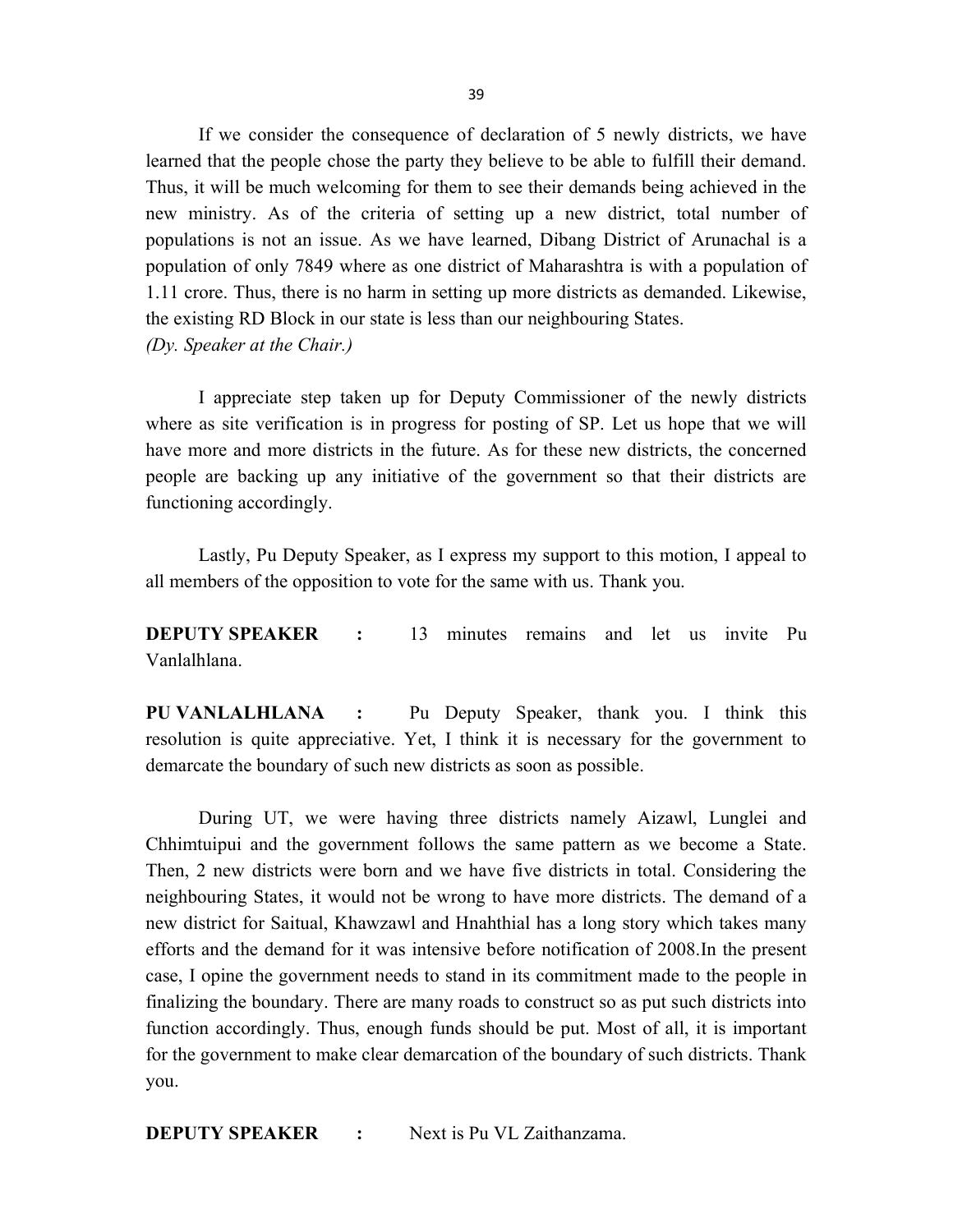If we consider the consequence of declaration of 5 newly districts, we have learned that the people chose the party they believe to be able to fulfill their demand. Thus, it will be much welcoming for them to see their demands being achieved in the new ministry. As of the criteria of setting up a new district, total number of populations is not an issue. As we have learned, Dibang District of Arunachal is a population of only 7849 where as one district of Maharashtra is with a population of 1.11 crore. Thus, there is no harm in setting up more districts as demanded. Likewise, the existing RD Block in our state is less than our neighbouring States.

*(Dy. Speaker at the Chair.)*

I appreciate step taken up for Deputy Commissioner of the newly districts where as site verification is in progress for posting of SP. Let us hope that we will have more and more districts in the future. As for these new districts, the concerned people are backing up any initiative of the government so that their districts are functioning accordingly.

Lastly, Pu Deputy Speaker, as I express my support to this motion, I appeal to all members of the opposition to vote for the same with us. Thank you.

**DEPUTY SPEAKER :** 13 minutes remains and let us invite Pu Vanlalhlana.

**PU VANLALHLANA :** Pu Deputy Speaker, thank you. I think this resolution is quite appreciative. Yet, I think it is necessary for the government to demarcate the boundary of such new districts as soon as possible.

During UT, we were having three districts namely Aizawl, Lunglei and Chhimtuipui and the government follows the same pattern as we become a State. Then, 2 new districts were born and we have five districts in total. Considering the neighbouring States, it would not be wrong to have more districts. The demand of a new district for Saitual, Khawzawl and Hnahthial has a long story which takes many efforts and the demand for it was intensive before notification of 2008.In the present case, I opine the government needs to stand in its commitment made to the people in finalizing the boundary. There are many roads to construct so as put such districts into function accordingly. Thus, enough funds should be put. Most of all, it is important for the government to make clear demarcation of the boundary of such districts. Thank you.

**DEPUTY SPEAKER :** Next is Pu VL Zaithanzama.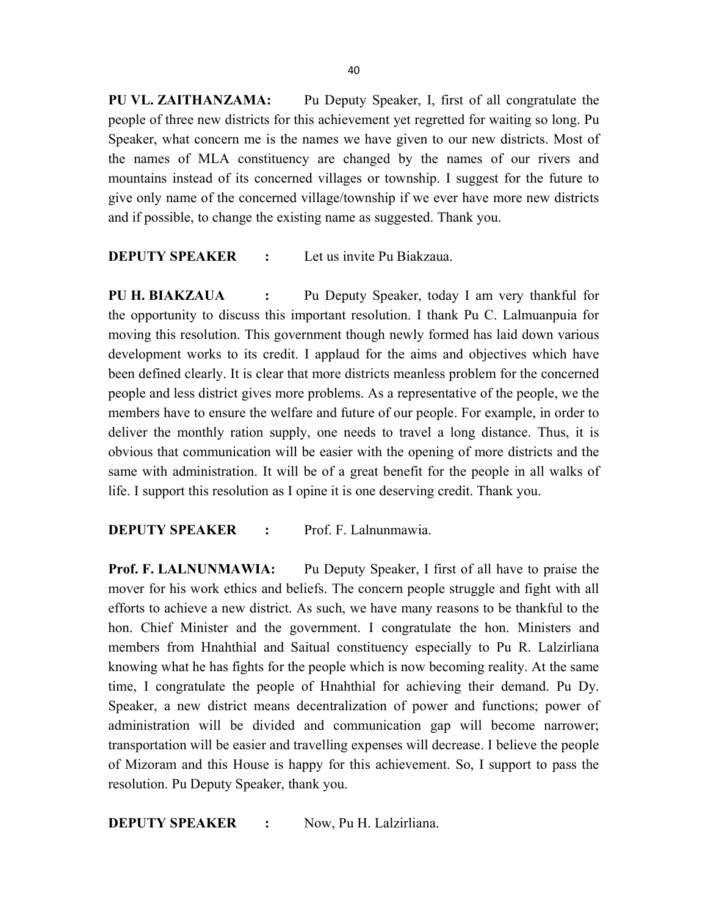**PU VL. ZAITHANZAMA:** Pu Deputy Speaker, I, first of all congratulate the people of three new districts for this achievement yet regretted for waiting so long. Pu Speaker, what concern me is the names we have given to our new districts. Most of the names of MLA constituency are changed by the names of our rivers and mountains instead of its concerned villages or township. I suggest for the future to give only name of the concerned village/township if we ever have more new districts and if possible, to change the existing name as suggested. Thank you.

**DEPUTY SPEAKER :** Let us invite Pu Biakzaua.

**PU H. BIAKZAUA :** Pu Deputy Speaker, today I am very thankful for the opportunity to discuss this important resolution. I thank Pu C. Lalmuanpuia for moving this resolution. This government though newly formed has laid down various development works to its credit. I applaud for the aims and objectives which have been defined clearly. It is clear that more districts meanless problem for the concerned people and less district gives more problems. As a representative of the people, we the members have to ensure the welfare and future of our people. For example, in order to deliver the monthly ration supply, one needs to travel a long distance. Thus, it is obvious that communication will be easier with the opening of more districts and the same with administration. It will be of a great benefit for the people in all walks of life. I support this resolution as I opine it is one deserving credit. Thank you.

**DEPUTY SPEAKER :** Prof. F. Lalnunmawia.

**Prof. F. LALNUNMAWIA:** Pu Deputy Speaker, I first of all have to praise the mover for his work ethics and beliefs. The concern people struggle and fight with all efforts to achieve a new district. As such, we have many reasons to be thankful to the hon. Chief Minister and the government. I congratulate the hon. Ministers and members from Hnahthial and Saitual constituency especially to Pu R. Lalzirliana knowing what he has fights for the people which is now becoming reality. At the same time, I congratulate the people of Hnahthial for achieving their demand. Pu Dy. Speaker, a new district means decentralization of power and functions; power of administration will be divided and communication gap will become narrower; transportation will be easier and travelling expenses will decrease. I believe the people of Mizoram and this House is happy for this achievement. So, I support to pass the resolution. Pu Deputy Speaker, thank you.

**DEPUTY SPEAKER :** Now, Pu H. Lalzirliana.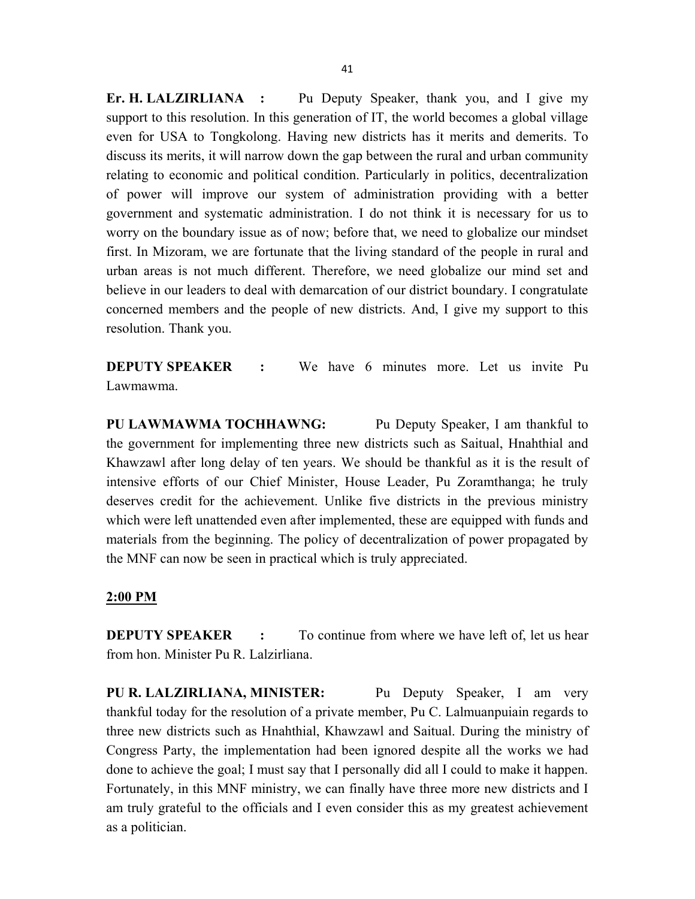**Er. H. LALZIRLIANA :** Pu Deputy Speaker, thank you, and I give my support to this resolution. In this generation of IT, the world becomes a global village even for USA to Tongkolong. Having new districts has it merits and demerits. To discuss its merits, it will narrow down the gap between the rural and urban community relating to economic and political condition. Particularly in politics, decentralization of power will improve our system of administration providing with a better government and systematic administration. I do not think it is necessary for us to worry on the boundary issue as of now; before that, we need to globalize our mindset first. In Mizoram, we are fortunate that the living standard of the people in rural and urban areas is not much different. Therefore, we need globalize our mind set and believe in our leaders to deal with demarcation of our district boundary. I congratulate concerned members and the people of new districts. And, I give my support to this resolution. Thank you.

**DEPUTY SPEAKER :** We have 6 minutes more. Let us invite Pu Lawmawma.

**PU LAWMAWMA TOCHHAWNG:** Pu Deputy Speaker, I am thankful to the government for implementing three new districts such as Saitual, Hnahthial and Khawzawl after long delay of ten years. We should be thankful as it is the result of intensive efforts of our Chief Minister, House Leader, Pu Zoramthanga; he truly deserves credit for the achievement. Unlike five districts in the previous ministry which were left unattended even after implemented, these are equipped with funds and materials from the beginning. The policy of decentralization of power propagated by the MNF can now be seen in practical which is truly appreciated.

**2:00 PM**

**DEPUTY SPEAKER :** To continue from where we have left of, let us hear from hon. Minister Pu R. Lalzirliana.

**PU R. LALZIRLIANA, MINISTER:** Pu Deputy Speaker, I am very thankful today for the resolution of a private member, Pu C. Lalmuanpuiain regards to three new districts such as Hnahthial, Khawzawl and Saitual. During the ministry of Congress Party, the implementation had been ignored despite all the works we had done to achieve the goal; I must say that I personally did all I could to make it happen. Fortunately, in this MNF ministry, we can finally have three more new districts and I am truly grateful to the officials and I even consider this as my greatest achievement as a politician.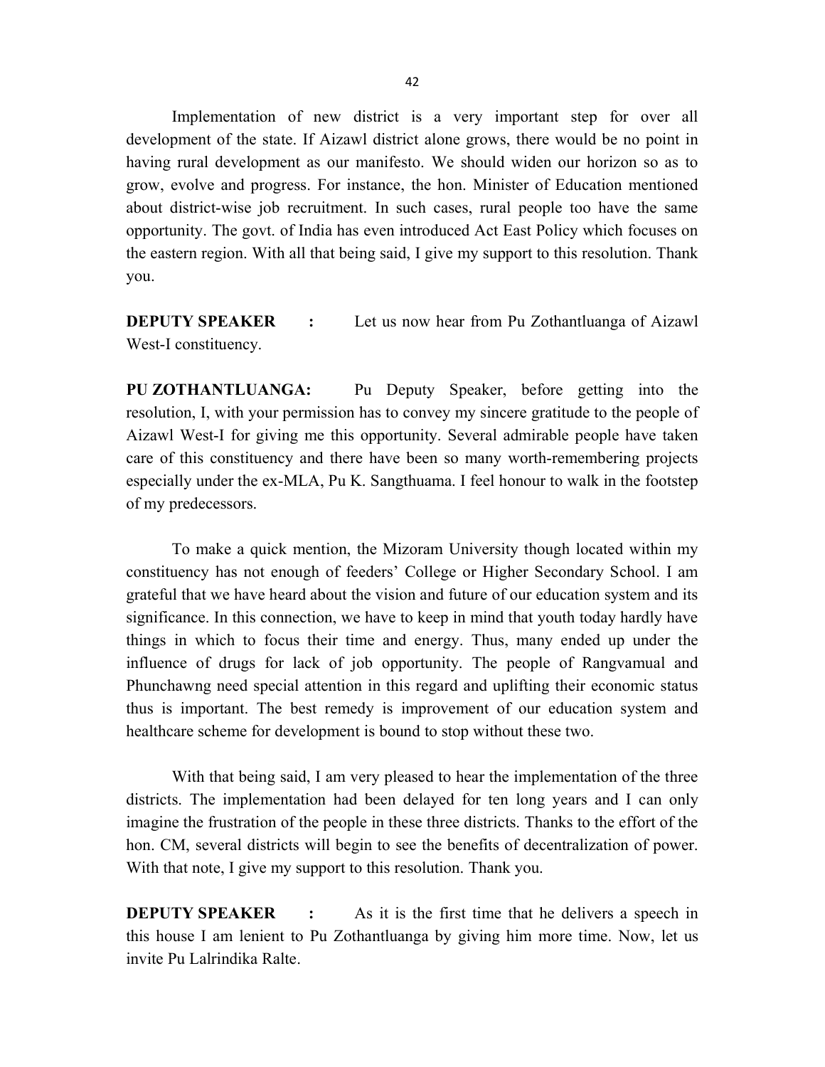Implementation of new district is a very important step for over all development of the state. If Aizawl district alone grows, there would be no point in having rural development as our manifesto. We should widen our horizon so as to grow, evolve and progress. For instance, the hon. Minister of Education mentioned about district-wise job recruitment. In such cases, rural people too have the same opportunity. The govt. of India has even introduced Act East Policy which focuses on the eastern region. With all that being said, I give my support to this resolution. Thank you.

**DEPUTY SPEAKER :** Let us now hear from Pu Zothantluanga of Aizawl West-I constituency.

**PU ZOTHANTLUANGA:** Pu Deputy Speaker, before getting into the resolution, I, with your permission has to convey my sincere gratitude to the people of Aizawl West-I for giving me this opportunity. Several admirable people have taken care of this constituency and there have been so many worth-remembering projects especially under the ex-MLA, Pu K. Sangthuama. I feel honour to walk in the footstep of my predecessors.

To make a quick mention, the Mizoram University though located within my constituency has not enough of feeders' College or Higher Secondary School. I am grateful that we have heard about the vision and future of our education system and its significance. In this connection, we have to keep in mind that youth today hardly have things in which to focus their time and energy. Thus, many ended up under the influence of drugs for lack of job opportunity. The people of Rangvamual and Phunchawng need special attention in this regard and uplifting their economic status thus is important. The best remedy is improvement of our education system and healthcare scheme for development is bound to stop without these two.

With that being said, I am very pleased to hear the implementation of the three districts. The implementation had been delayed for ten long years and I can only imagine the frustration of the people in these three districts. Thanks to the effort of the hon. CM, several districts will begin to see the benefits of decentralization of power. With that note, I give my support to this resolution. Thank you.

**DEPUTY SPEAKER :** As it is the first time that he delivers a speech in this house I am lenient to Pu Zothantluanga by giving him more time. Now, let us invite Pu Lalrindika Ralte.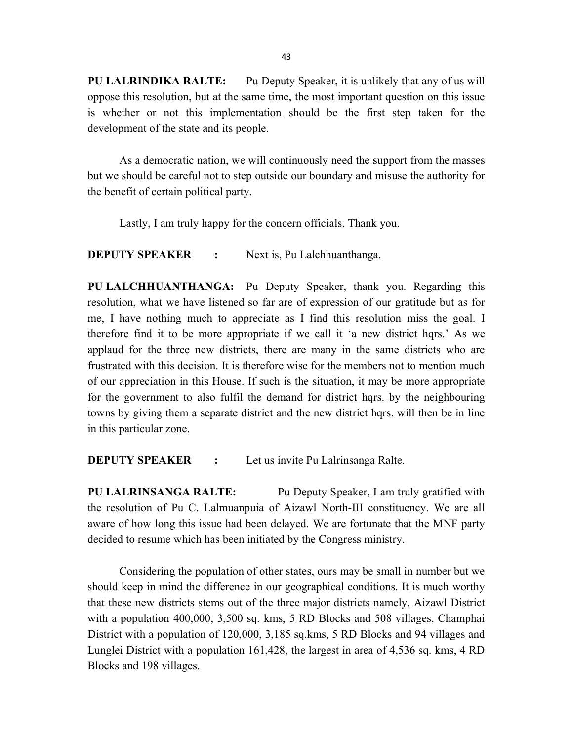**PU LALRINDIKA RALTE:** Pu Deputy Speaker, it is unlikely that any of us will oppose this resolution, but at the same time, the most important question on this issue is whether or not this implementation should be the first step taken for the development of the state and its people.

As a democratic nation, we will continuously need the support from the masses but we should be careful not to step outside our boundary and misuse the authority for the benefit of certain political party.

Lastly, I am truly happy for the concern officials. Thank you.

**DEPUTY SPEAKER :** Next is, Pu Lalchhuanthanga.

**PU LALCHHUANTHANGA:** Pu Deputy Speaker, thank you. Regarding this resolution, what we have listened so far are of expression of our gratitude but as for me, I have nothing much to appreciate as I find this resolution miss the goal. I therefore find it to be more appropriate if we call it 'a new district hqrs.' As we applaud for the three new districts, there are many in the same districts who are frustrated with this decision. It is therefore wise for the members not to mention much of our appreciation in this House. If such is the situation, it may be more appropriate for the government to also fulfil the demand for district hqrs. by the neighbouring towns by giving them a separate district and the new district hqrs. will then be in line in this particular zone.

**DEPUTY SPEAKER :** Let us invite Pu Lalrinsanga Ralte.

**PU LALRINSANGA RALTE:** Pu Deputy Speaker, I am truly gratified with the resolution of Pu C. Lalmuanpuia of Aizawl North-III constituency. We are all aware of how long this issue had been delayed. We are fortunate that the MNF party decided to resume which has been initiated by the Congress ministry.

Considering the population of other states, ours may be small in number but we should keep in mind the difference in our geographical conditions. It is much worthy that these new districts stems out of the three major districts namely, Aizawl District with a population 400,000, 3,500 sq. kms, 5 RD Blocks and 508 villages, Champhai District with a population of 120,000, 3,185 sq.kms, 5 RD Blocks and 94 villages and Lunglei District with a population 161,428, the largest in area of 4,536 sq. kms, 4 RD Blocks and 198 villages.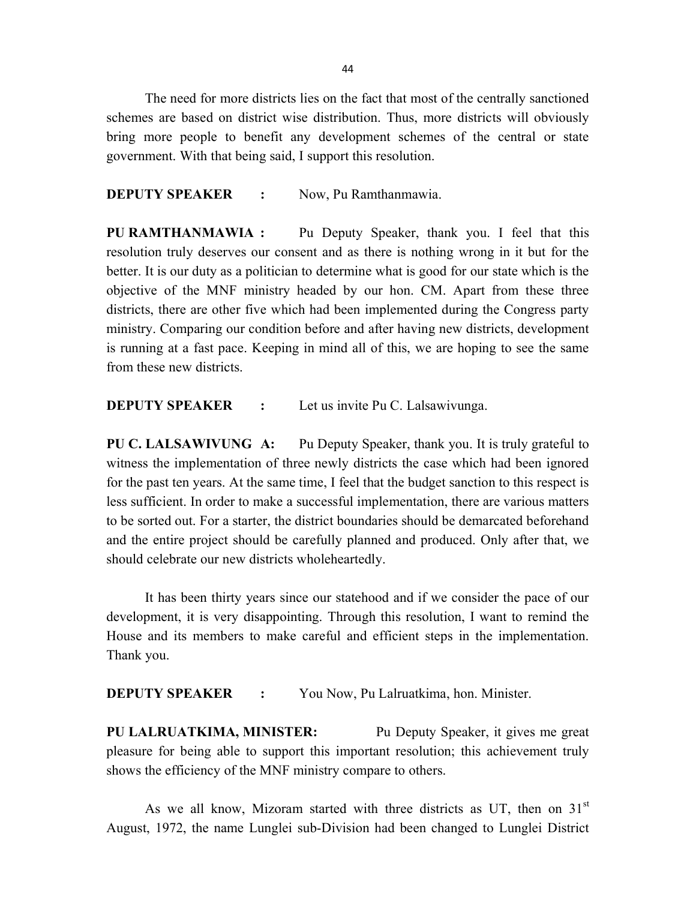The need for more districts lies on the fact that most of the centrally sanctioned schemes are based on district wise distribution. Thus, more districts will obviously bring more people to benefit any development schemes of the central or state government. With that being said, I support this resolution.

**DEPUTY SPEAKER :** Now, Pu Ramthanmawia.

**PU RAMTHANMAWIA :** Pu Deputy Speaker, thank you. I feel that this resolution truly deserves our consent and as there is nothing wrong in it but for the better. It is our duty as a politician to determine what is good for our state which is the objective of the MNF ministry headed by our hon. CM. Apart from these three districts, there are other five which had been implemented during the Congress party ministry. Comparing our condition before and after having new districts, development is running at a fast pace. Keeping in mind all of this, we are hoping to see the same from these new districts.

**DEPUTY SPEAKER :** Let us invite Pu C. Lalsawivunga.

**PU C. LALSAWIVUNG A:** Pu Deputy Speaker, thank you. It is truly grateful to witness the implementation of three newly districts the case which had been ignored for the past ten years. At the same time, I feel that the budget sanction to this respect is less sufficient. In order to make a successful implementation, there are various matters to be sorted out. For a starter, the district boundaries should be demarcated beforehand and the entire project should be carefully planned and produced. Only after that, we should celebrate our new districts wholeheartedly.

It has been thirty years since our statehood and if we consider the pace of our development, it is very disappointing. Through this resolution, I want to remind the House and its members to make careful and efficient steps in the implementation. Thank you.

**DEPUTY SPEAKER :** You Now, Pu Lalruatkima, hon. Minister.

**PU LALRUATKIMA, MINISTER:** Pu Deputy Speaker, it gives me great pleasure for being able to support this important resolution; this achievement truly shows the efficiency of the MNF ministry compare to others.

As we all know, Mizoram started with three districts as UT, then on 31st August, 1972, the name Lunglei sub-Division had been changed to Lunglei District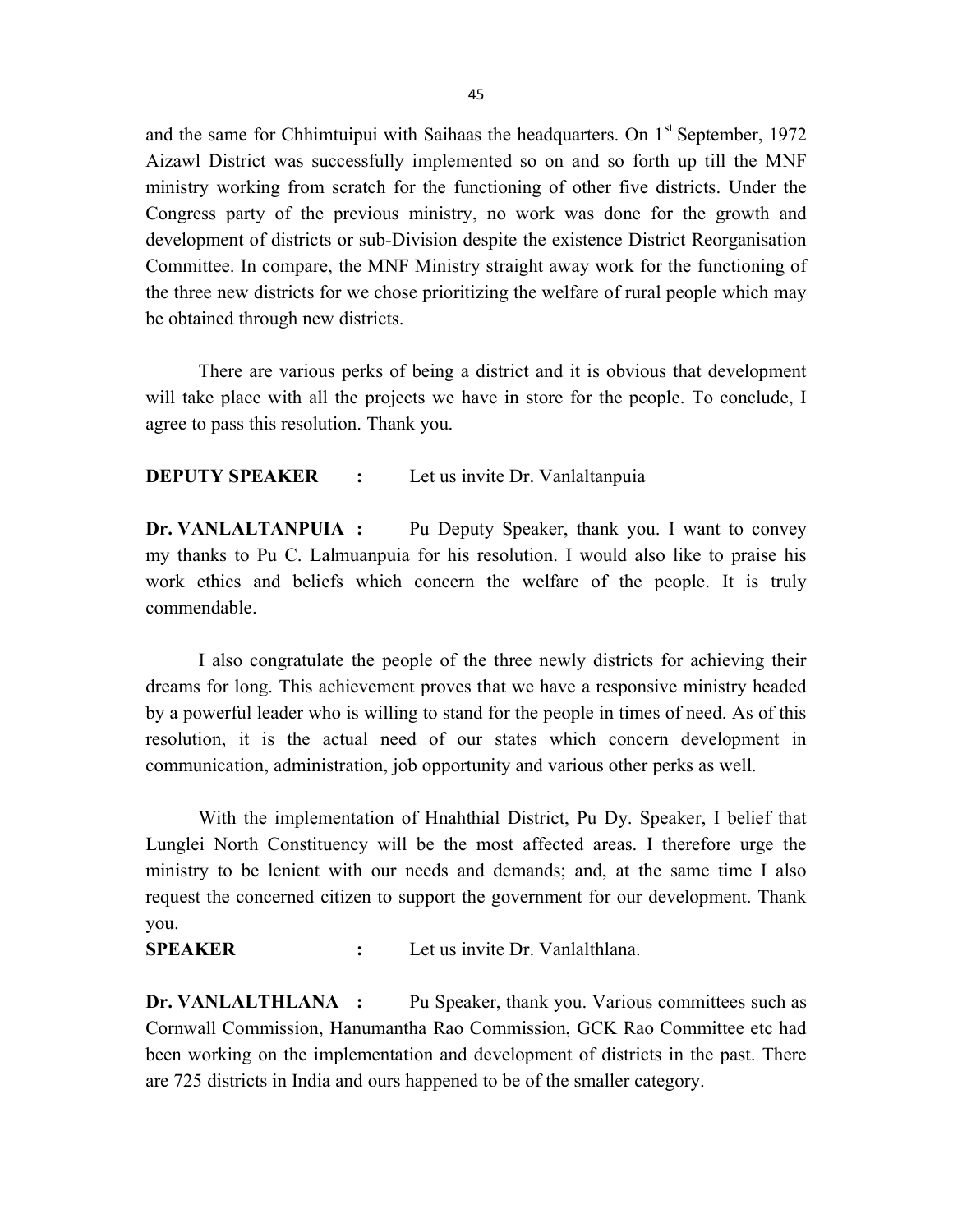and the same for Chhimtuipui with Saihaas the headquarters. On 1st September, 1972 Aizawl District was successfully implemented so on and so forth up till the MNF ministry working from scratch for the functioning of other five districts. Under the Congress party of the previous ministry, no work was done for the growth and development of districts or sub-Division despite the existence District Reorganisation Committee. In compare, the MNF Ministry straight away work for the functioning of the three new districts for we chose prioritizing the welfare of rural people which may be obtained through new districts.

There are various perks of being a district and it is obvious that development will take place with all the projects we have in store for the people. To conclude, I agree to pass this resolution. Thank you.

**DEPUTY SPEAKER :** Let us invite Dr. Vanlaltanpuia

**Dr. VANLALTANPUIA :** Pu Deputy Speaker, thank you. I want to convey my thanks to Pu C. Lalmuanpuia for his resolution. I would also like to praise his work ethics and beliefs which concern the welfare of the people. It is truly commendable.

I also congratulate the people of the three newly districts for achieving their dreams for long. This achievement proves that we have a responsive ministry headed by a powerful leader who is willing to stand for the people in times of need. As of this resolution, it is the actual need of our states which concern development in communication, administration, job opportunity and various other perks as well.

With the implementation of Hnahthial District, Pu Dy. Speaker, I belief that Lunglei North Constituency will be the most affected areas. I therefore urge the ministry to be lenient with our needs and demands; and, at the same time I also request the concerned citizen to support the government for our development. Thank you.

**SPEAKER :** Let us invite Dr. Vanlalthlana.

**Dr. VANLALTHLANA :** Pu Speaker, thank you. Various committees such as Cornwall Commission, Hanumantha Rao Commission, GCK Rao Committee etc had been working on the implementation and development of districts in the past. There are 725 districts in India and ours happened to be of the smaller category.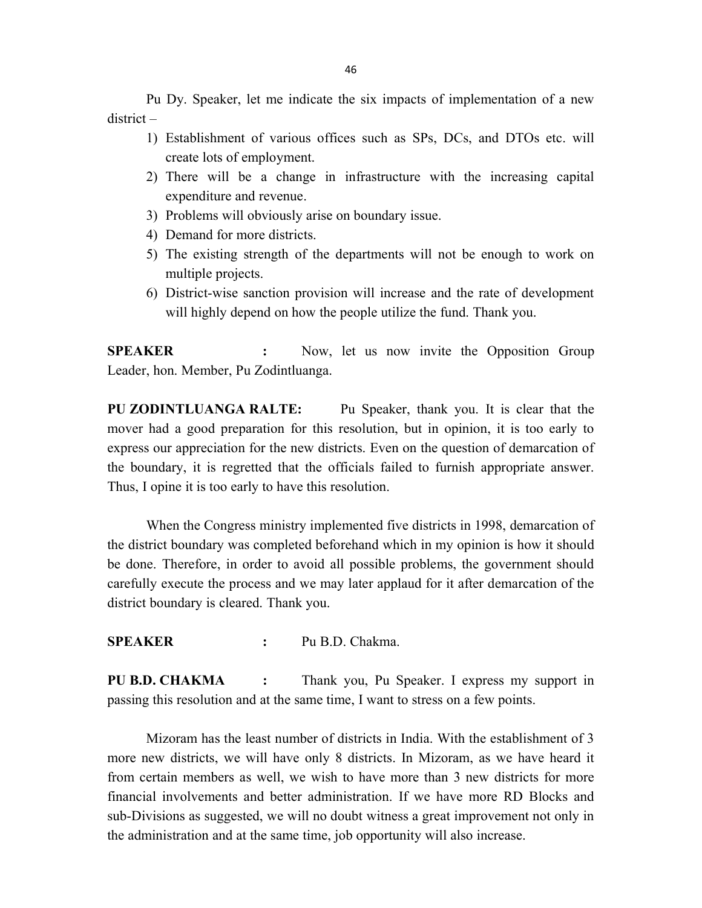Pu Dy. Speaker, let me indicate the six impacts of implementation of a new district –

1) Establishment of various offices such as SPs, DCs, and DTOs etc. will create lots of employment.
2) There will be a change in infrastructure with the increasing capital expenditure and revenue.
3) Problems will obviously arise on boundary issue.
4) Demand for more districts.
5) The existing strength of the departments will not be enough to work on multiple projects.
6) District-wise sanction provision will increase and the rate of development will highly depend on how the people utilize the fund. Thank you.

**SPEAKER :** Now, let us now invite the Opposition Group Leader, hon. Member, Pu Zodintluanga.

**PU ZODINTLUANGA RALTE:** Pu Speaker, thank you. It is clear that the mover had a good preparation for this resolution, but in opinion, it is too early to express our appreciation for the new districts. Even on the question of demarcation of the boundary, it is regretted that the officials failed to furnish appropriate answer. Thus, I opine it is too early to have this resolution.

When the Congress ministry implemented five districts in 1998, demarcation of the district boundary was completed beforehand which in my opinion is how it should be done. Therefore, in order to avoid all possible problems, the government should carefully execute the process and we may later applaud for it after demarcation of the district boundary is cleared. Thank you.

**SPEAKER :** Pu B.D. Chakma.

**PU B.D. CHAKMA :** Thank you, Pu Speaker. I express my support in passing this resolution and at the same time, I want to stress on a few points.

Mizoram has the least number of districts in India. With the establishment of 3 more new districts, we will have only 8 districts. In Mizoram, as we have heard it from certain members as well, we wish to have more than 3 new districts for more financial involvements and better administration. If we have more RD Blocks and sub-Divisions as suggested, we will no doubt witness a great improvement not only in the administration and at the same time, job opportunity will also increase.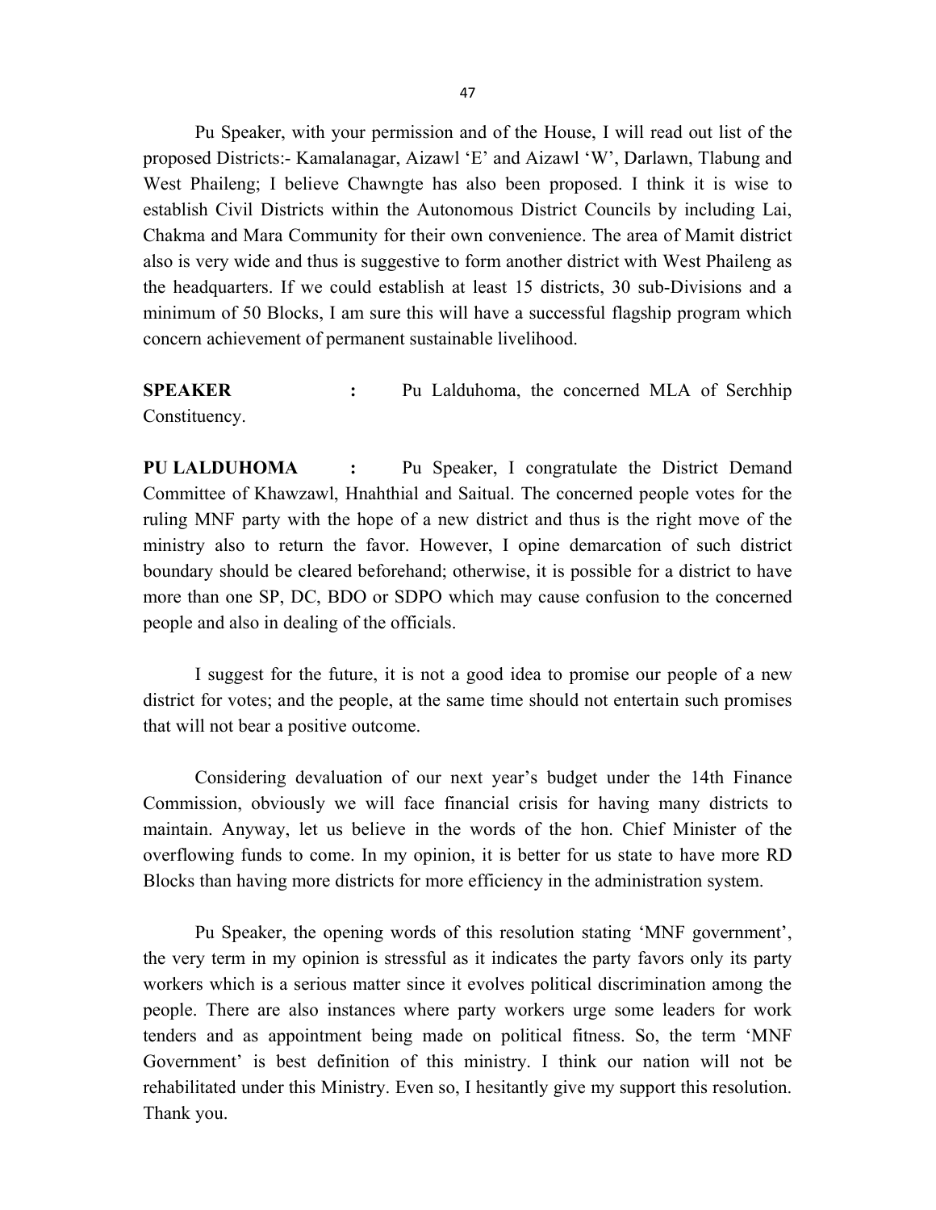Pu Speaker, with your permission and of the House, I will read out list of the proposed Districts:- Kamalanagar, Aizawl 'E' and Aizawl 'W', Darlawn, Tlabung and West Phaileng; I believe Chawngte has also been proposed. I think it is wise to establish Civil Districts within the Autonomous District Councils by including Lai, Chakma and Mara Community for their own convenience. The area of Mamit district also is very wide and thus is suggestive to form another district with West Phaileng as the headquarters. If we could establish at least 15 districts, 30 sub-Divisions and a minimum of 50 Blocks, I am sure this will have a successful flagship program which concern achievement of permanent sustainable livelihood.

**SPEAKER** : Pu Lalduhoma, the concerned MLA of Serchhip Constituency.

**PU LALDUHOMA** : Pu Speaker, I congratulate the District Demand Committee of Khawzawl, Hnahthial and Saitual. The concerned people votes for the ruling MNF party with the hope of a new district and thus is the right move of the ministry also to return the favor. However, I opine demarcation of such district boundary should be cleared beforehand; otherwise, it is possible for a district to have more than one SP, DC, BDO or SDPO which may cause confusion to the concerned people and also in dealing of the officials.

I suggest for the future, it is not a good idea to promise our people of a new district for votes; and the people, at the same time should not entertain such promises that will not bear a positive outcome.

Considering devaluation of our next year's budget under the 14th Finance Commission, obviously we will face financial crisis for having many districts to maintain. Anyway, let us believe in the words of the hon. Chief Minister of the overflowing funds to come. In my opinion, it is better for us state to have more RD Blocks than having more districts for more efficiency in the administration system.

Pu Speaker, the opening words of this resolution stating 'MNF government', the very term in my opinion is stressful as it indicates the party favors only its party workers which is a serious matter since it evolves political discrimination among the people. There are also instances where party workers urge some leaders for work tenders and as appointment being made on political fitness. So, the term 'MNF Government' is best definition of this ministry. I think our nation will not be rehabilitated under this Ministry. Even so, I hesitantly give my support this resolution. Thank you.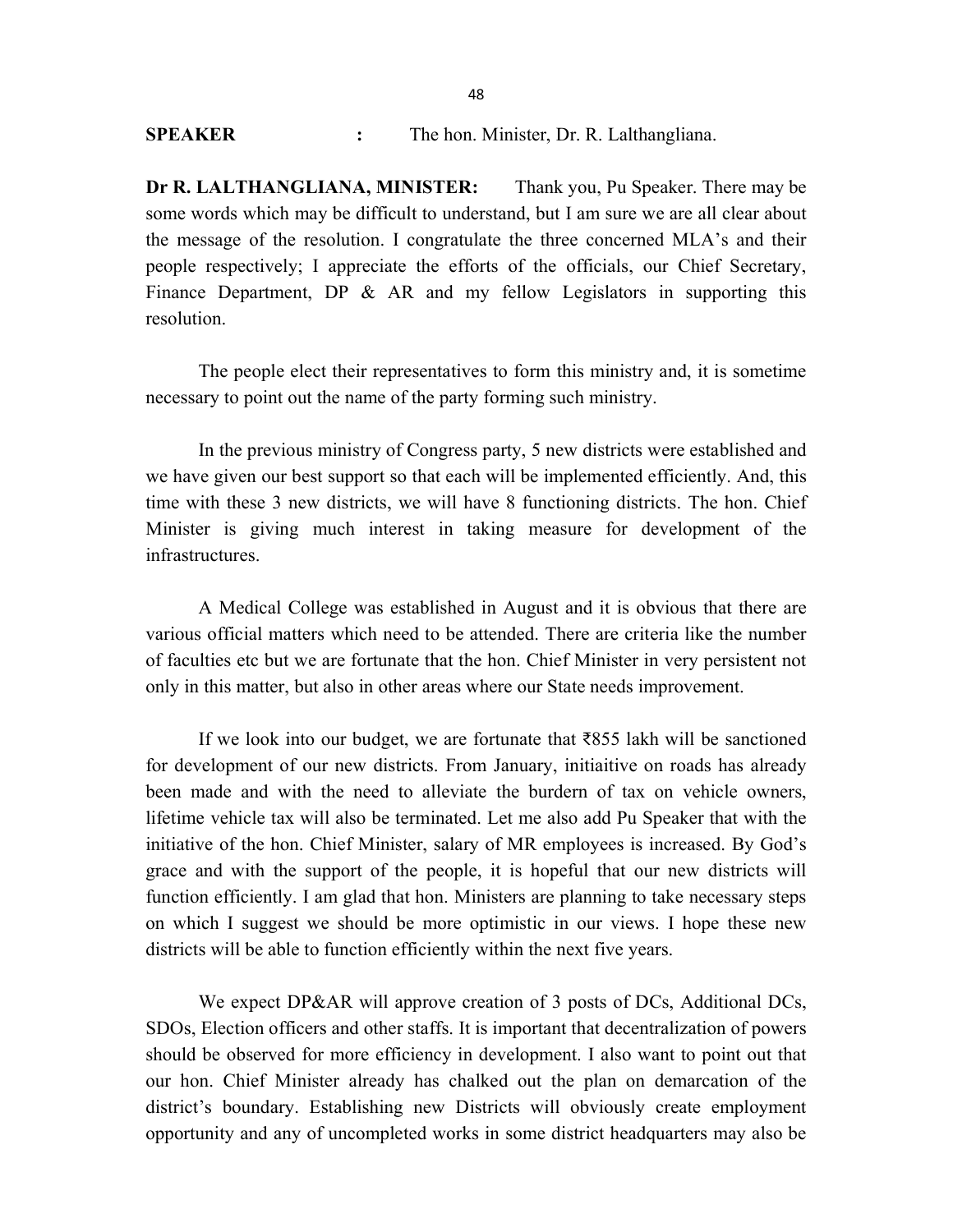**SPEAKER** **:** The hon. Minister, Dr. R. Lalthangliana.

**Dr R. LALTHANGLIANA, MINISTER:** Thank you, Pu Speaker. There may be some words which may be difficult to understand, but I am sure we are all clear about the message of the resolution. I congratulate the three concerned MLA's and their people respectively; I appreciate the efforts of the officials, our Chief Secretary, Finance Department, DP & AR and my fellow Legislators in supporting this resolution.

The people elect their representatives to form this ministry and, it is sometime necessary to point out the name of the party forming such ministry.

In the previous ministry of Congress party, 5 new districts were established and we have given our best support so that each will be implemented efficiently. And, this time with these 3 new districts, we will have 8 functioning districts. The hon. Chief Minister is giving much interest in taking measure for development of the infrastructures.

A Medical College was established in August and it is obvious that there are various official matters which need to be attended. There are criteria like the number of faculties etc but we are fortunate that the hon. Chief Minister in very persistent not only in this matter, but also in other areas where our State needs improvement.

If we look into our budget, we are fortunate that ₹855 lakh will be sanctioned for development of our new districts. From January, initiaitive on roads has already been made and with the need to alleviate the burdern of tax on vehicle owners, lifetime vehicle tax will also be terminated. Let me also add Pu Speaker that with the initiative of the hon. Chief Minister, salary of MR employees is increased. By God's grace and with the support of the people, it is hopeful that our new districts will function efficiently. I am glad that hon. Ministers are planning to take necessary steps on which I suggest we should be more optimistic in our views. I hope these new districts will be able to function efficiently within the next five years.

We expect DP&AR will approve creation of 3 posts of DCs, Additional DCs, SDOs, Election officers and other staffs. It is important that decentralization of powers should be observed for more efficiency in development. I also want to point out that our hon. Chief Minister already has chalked out the plan on demarcation of the district's boundary. Establishing new Districts will obviously create employment opportunity and any of uncompleted works in some district headquarters may also be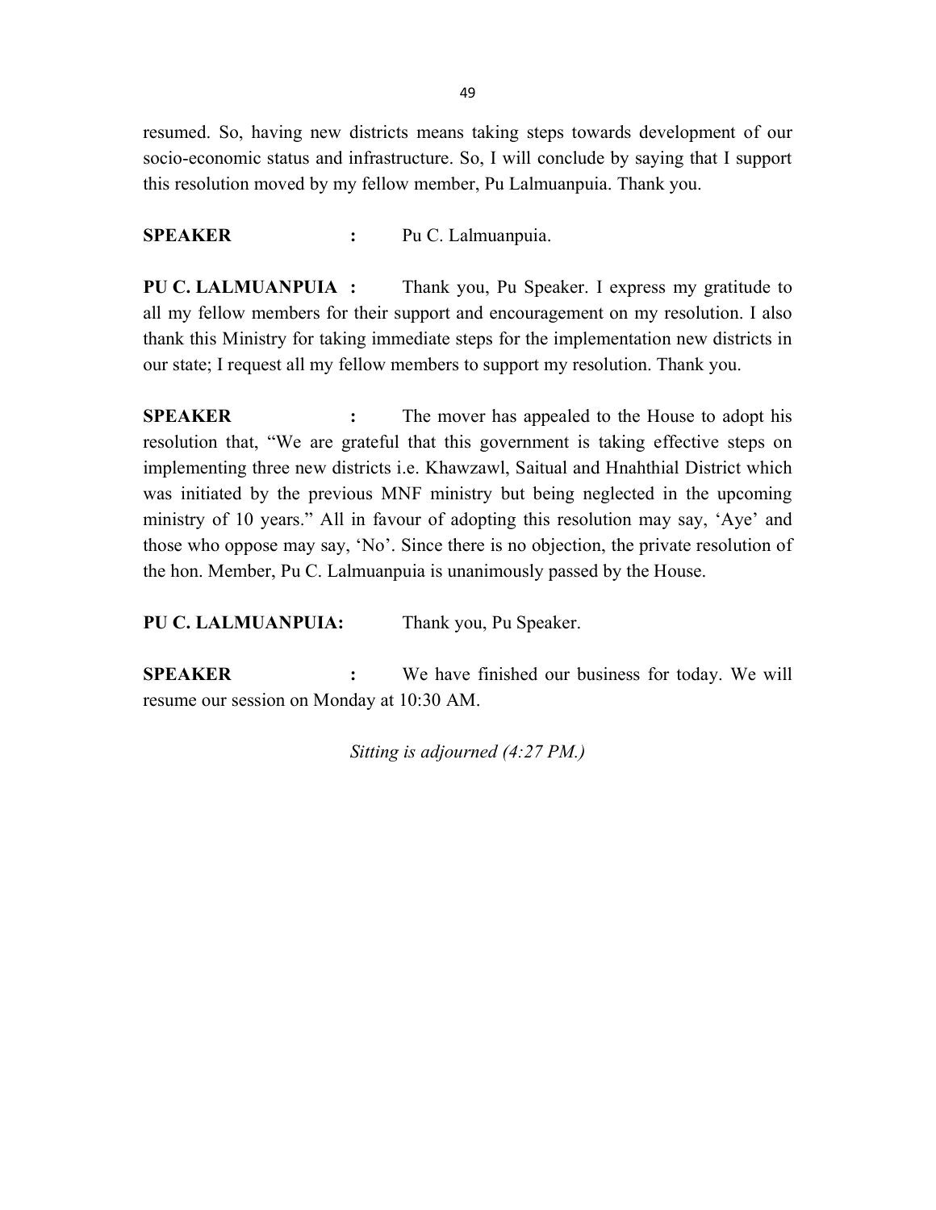resumed. So, having new districts means taking steps towards development of our socio-economic status and infrastructure. So, I will conclude by saying that I support this resolution moved by my fellow member, Pu Lalmuanpuia. Thank you.

**SPEAKER :** Pu C. Lalmuanpuia.

**PU C. LALMUANPUIA :** Thank you, Pu Speaker. I express my gratitude to all my fellow members for their support and encouragement on my resolution. I also thank this Ministry for taking immediate steps for the implementation new districts in our state; I request all my fellow members to support my resolution. Thank you.

**SPEAKER :** The mover has appealed to the House to adopt his resolution that, "We are grateful that this government is taking effective steps on implementing three new districts i.e. Khawzawl, Saitual and Hnahthial District which was initiated by the previous MNF ministry but being neglected in the upcoming ministry of 10 years." All in favour of adopting this resolution may say, 'Aye' and those who oppose may say, 'No'. Since there is no objection, the private resolution of the hon. Member, Pu C. Lalmuanpuia is unanimously passed by the House.

**PU C. LALMUANPUIA:** Thank you, Pu Speaker.

**SPEAKER :** We have finished our business for today. We will resume our session on Monday at 10:30 AM.

*Sitting is adjourned (4:27 PM.)*